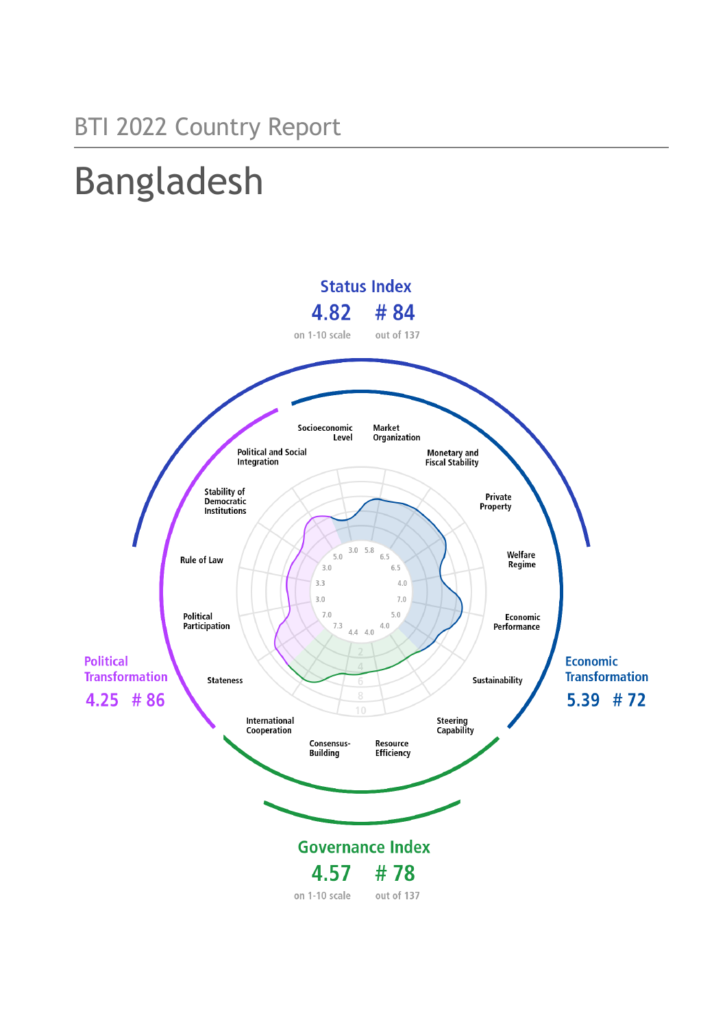BTI 2022 Country Report

# Bangladesh

## Status Index

**4.82** on 1-10 scale

**# 84** out of 137

## Political Transformation

**4.25 # 86**

## Economic Transformation

**5.39 # 72**

## Governance Index

**4.57** on 1-10 scale

**# 78** out of 137

| Criterion | Score |
|---|---|
| Stateness | 7.3 |
| Political Participation | 7.0 |
| Rule of Law | 3.0 |
| Stability of Democratic Institutions | 3.3 |
| Political and Social Integration | 3.0 |
| Socioeconomic Level | 3.0 |
| Market Organization | 5.8 |
| Monetary and Fiscal Stability | 6.5 |
| Private Property | 6.5 |
| Welfare Regime | 4.0 |
| Economic Performance | 7.0 |
| Sustainability | 5.0 |
| Steering Capability | 4.0 |
| Resource Efficiency | 4.0 |
| Consensus-Building | 4.4 |
| International Cooperation | 7.0 |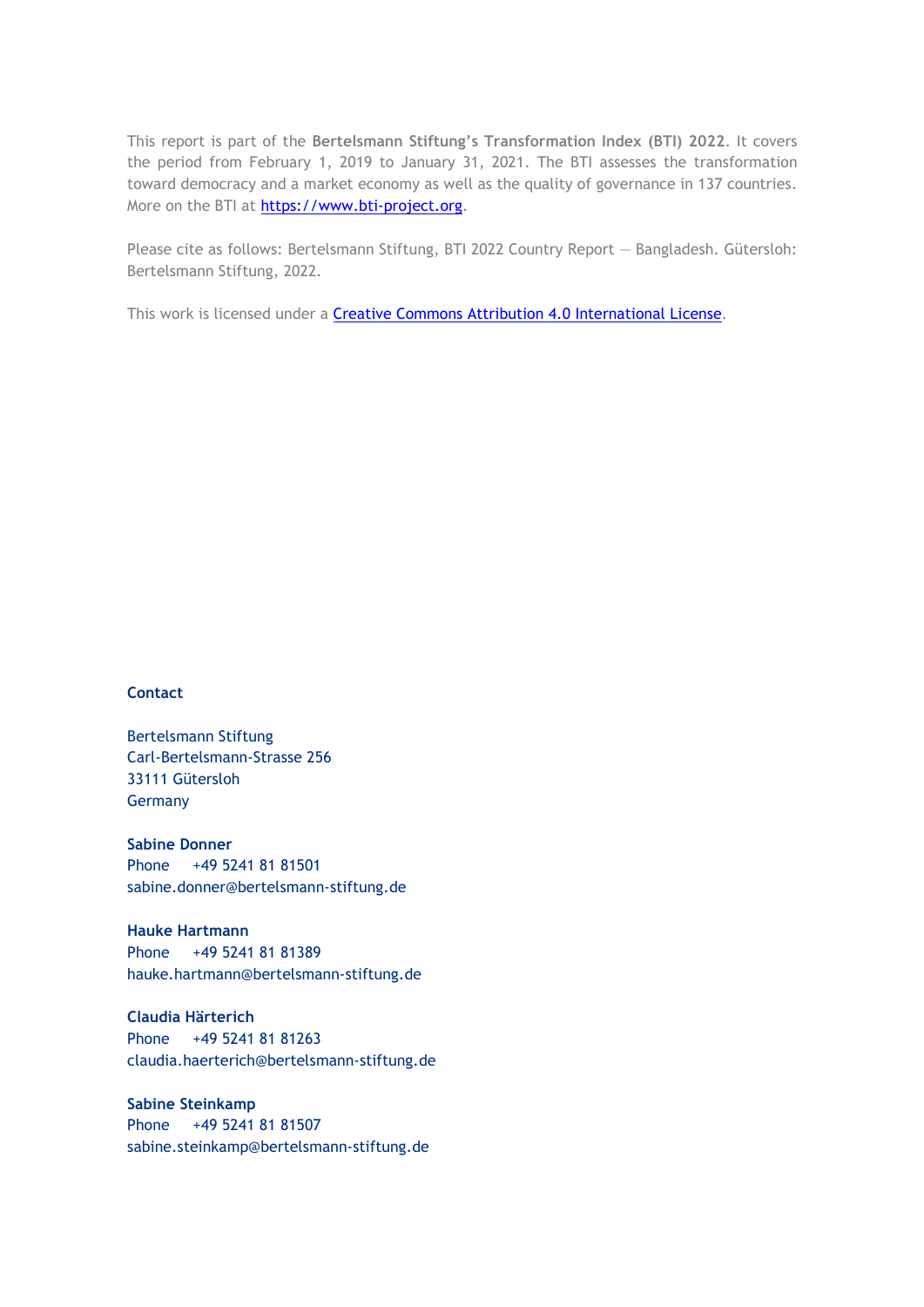This report is part of the **Bertelsmann Stiftung's Transformation Index (BTI) 2022**. It covers the period from February 1, 2019 to January 31, 2021. The BTI assesses the transformation toward democracy and a market economy as well as the quality of governance in 137 countries. More on the BTI at [https://www.bti-project.org](https://www.bti-project.org).

Please cite as follows: Bertelsmann Stiftung, BTI 2022 Country Report — Bangladesh. Gütersloh: Bertelsmann Stiftung, 2022.

This work is licensed under a [Creative Commons Attribution 4.0 International License](https://creativecommons.org/licenses/by/4.0/).

**Contact**

Bertelsmann Stiftung
Carl-Bertelsmann-Strasse 256
33111 Gütersloh
Germany

**Sabine Donner**
Phone +49 5241 81 81501
sabine.donner@bertelsmann-stiftung.de

**Hauke Hartmann**
Phone +49 5241 81 81389
hauke.hartmann@bertelsmann-stiftung.de

**Claudia Härterich**
Phone +49 5241 81 81263
claudia.haerterich@bertelsmann-stiftung.de

**Sabine Steinkamp**
Phone +49 5241 81 81507
sabine.steinkamp@bertelsmann-stiftung.de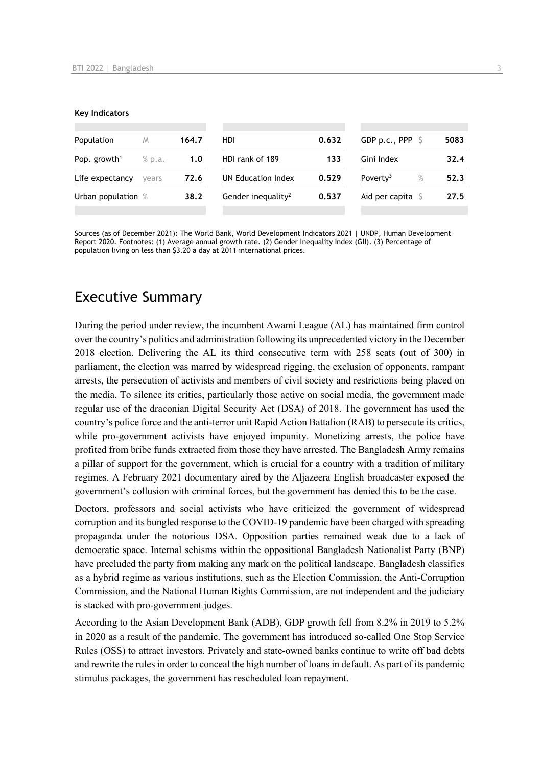**Key Indicators**

| Population | M | 164.7 | HDI | 0.632 | GDP p.c., PPP | $ | 5083 |
|---|---|---|---|---|---|---|---|
| Pop. growth[1] | % p.a. | 1.0 | HDI rank of 189 | 133 | Gini Index | | 32.4 |
| Life expectancy | years | 72.6 | UN Education Index | 0.529 | Poverty[3] | % | 52.3 |
| Urban population | % | 38.2 | Gender inequality[2] | 0.537 | Aid per capita | $ | 27.5 |

Sources (as of December 2021): The World Bank, World Development Indicators 2021 | UNDP, Human Development Report 2020. Footnotes: (1) Average annual growth rate. (2) Gender Inequality Index (GII). (3) Percentage of population living on less than $3.20 a day at 2011 international prices.

# Executive Summary

During the period under review, the incumbent Awami League (AL) has maintained firm control over the country's politics and administration following its unprecedented victory in the December 2018 election. Delivering the AL its third consecutive term with 258 seats (out of 300) in parliament, the election was marred by widespread rigging, the exclusion of opponents, rampant arrests, the persecution of activists and members of civil society and restrictions being placed on the media. To silence its critics, particularly those active on social media, the government made regular use of the draconian Digital Security Act (DSA) of 2018. The government has used the country's police force and the anti-terror unit Rapid Action Battalion (RAB) to persecute its critics, while pro-government activists have enjoyed impunity. Monetizing arrests, the police have profited from bribe funds extracted from those they have arrested. The Bangladesh Army remains a pillar of support for the government, which is crucial for a country with a tradition of military regimes. A February 2021 documentary aired by the Aljazeera English broadcaster exposed the government's collusion with criminal forces, but the government has denied this to be the case.

Doctors, professors and social activists who have criticized the government of widespread corruption and its bungled response to the COVID-19 pandemic have been charged with spreading propaganda under the notorious DSA. Opposition parties remained weak due to a lack of democratic space. Internal schisms within the oppositional Bangladesh Nationalist Party (BNP) have precluded the party from making any mark on the political landscape. Bangladesh classifies as a hybrid regime as various institutions, such as the Election Commission, the Anti-Corruption Commission, and the National Human Rights Commission, are not independent and the judiciary is stacked with pro-government judges.

According to the Asian Development Bank (ADB), GDP growth fell from 8.2% in 2019 to 5.2% in 2020 as a result of the pandemic. The government has introduced so-called One Stop Service Rules (OSS) to attract investors. Privately and state-owned banks continue to write off bad debts and rewrite the rules in order to conceal the high number of loans in default. As part of its pandemic stimulus packages, the government has rescheduled loan repayment.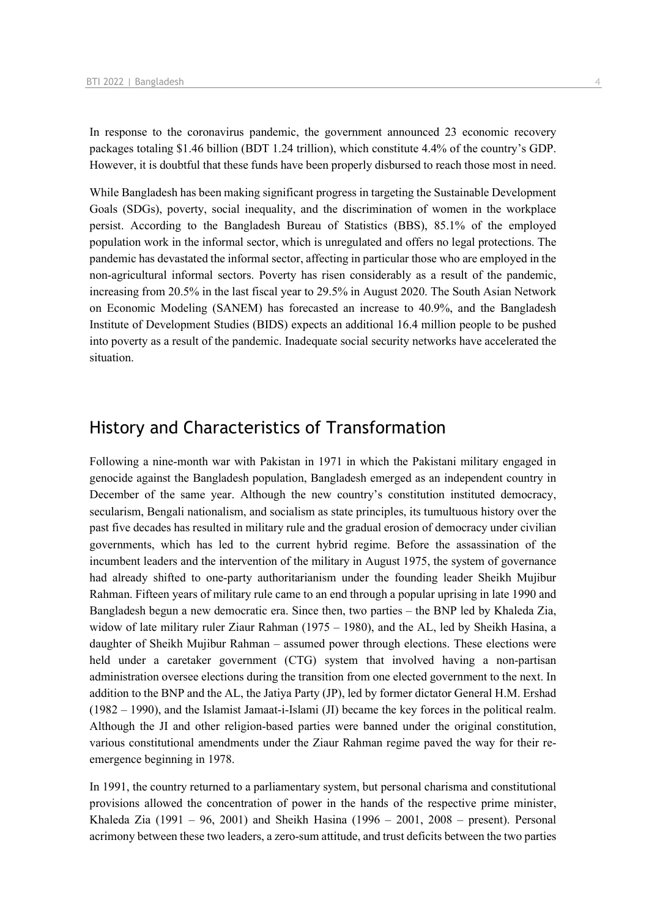In response to the coronavirus pandemic, the government announced 23 economic recovery packages totaling $1.46 billion (BDT 1.24 trillion), which constitute 4.4% of the country's GDP. However, it is doubtful that these funds have been properly disbursed to reach those most in need.

While Bangladesh has been making significant progress in targeting the Sustainable Development Goals (SDGs), poverty, social inequality, and the discrimination of women in the workplace persist. According to the Bangladesh Bureau of Statistics (BBS), 85.1% of the employed population work in the informal sector, which is unregulated and offers no legal protections. The pandemic has devastated the informal sector, affecting in particular those who are employed in the non-agricultural informal sectors. Poverty has risen considerably as a result of the pandemic, increasing from 20.5% in the last fiscal year to 29.5% in August 2020. The South Asian Network on Economic Modeling (SANEM) has forecasted an increase to 40.9%, and the Bangladesh Institute of Development Studies (BIDS) expects an additional 16.4 million people to be pushed into poverty as a result of the pandemic. Inadequate social security networks have accelerated the situation.

## History and Characteristics of Transformation

Following a nine-month war with Pakistan in 1971 in which the Pakistani military engaged in genocide against the Bangladesh population, Bangladesh emerged as an independent country in December of the same year. Although the new country's constitution instituted democracy, secularism, Bengali nationalism, and socialism as state principles, its tumultuous history over the past five decades has resulted in military rule and the gradual erosion of democracy under civilian governments, which has led to the current hybrid regime. Before the assassination of the incumbent leaders and the intervention of the military in August 1975, the system of governance had already shifted to one-party authoritarianism under the founding leader Sheikh Mujibur Rahman. Fifteen years of military rule came to an end through a popular uprising in late 1990 and Bangladesh begun a new democratic era. Since then, two parties – the BNP led by Khaleda Zia, widow of late military ruler Ziaur Rahman (1975 – 1980), and the AL, led by Sheikh Hasina, a daughter of Sheikh Mujibur Rahman – assumed power through elections. These elections were held under a caretaker government (CTG) system that involved having a non-partisan administration oversee elections during the transition from one elected government to the next. In addition to the BNP and the AL, the Jatiya Party (JP), led by former dictator General H.M. Ershad (1982 – 1990), and the Islamist Jamaat-i-Islami (JI) became the key forces in the political realm. Although the JI and other religion-based parties were banned under the original constitution, various constitutional amendments under the Ziaur Rahman regime paved the way for their re-emergence beginning in 1978.

In 1991, the country returned to a parliamentary system, but personal charisma and constitutional provisions allowed the concentration of power in the hands of the respective prime minister, Khaleda Zia (1991 – 96, 2001) and Sheikh Hasina (1996 – 2001, 2008 – present). Personal acrimony between these two leaders, a zero-sum attitude, and trust deficits between the two parties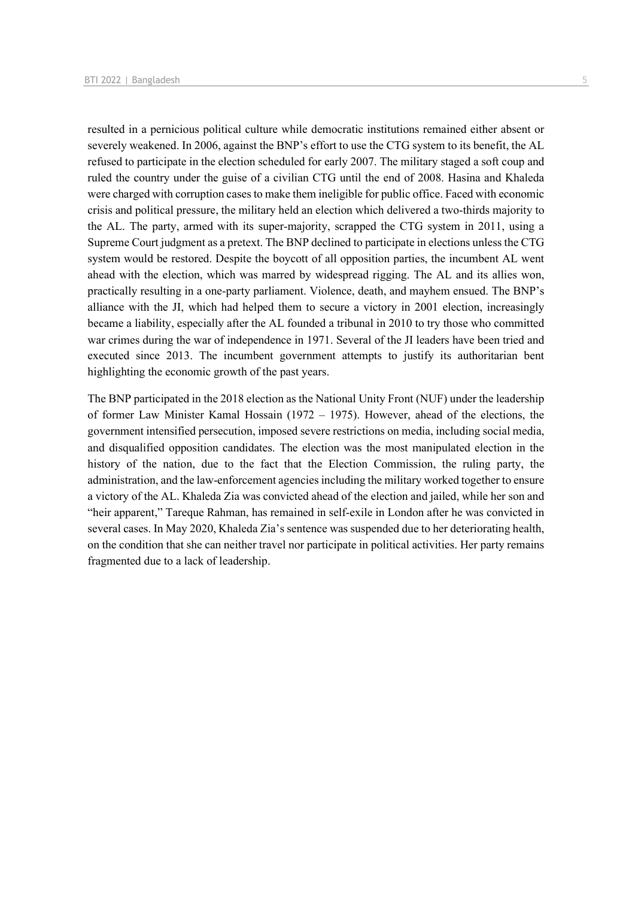resulted in a pernicious political culture while democratic institutions remained either absent or severely weakened. In 2006, against the BNP's effort to use the CTG system to its benefit, the AL refused to participate in the election scheduled for early 2007. The military staged a soft coup and ruled the country under the guise of a civilian CTG until the end of 2008. Hasina and Khaleda were charged with corruption cases to make them ineligible for public office. Faced with economic crisis and political pressure, the military held an election which delivered a two-thirds majority to the AL. The party, armed with its super-majority, scrapped the CTG system in 2011, using a Supreme Court judgment as a pretext. The BNP declined to participate in elections unless the CTG system would be restored. Despite the boycott of all opposition parties, the incumbent AL went ahead with the election, which was marred by widespread rigging. The AL and its allies won, practically resulting in a one-party parliament. Violence, death, and mayhem ensued. The BNP's alliance with the JI, which had helped them to secure a victory in 2001 election, increasingly became a liability, especially after the AL founded a tribunal in 2010 to try those who committed war crimes during the war of independence in 1971. Several of the JI leaders have been tried and executed since 2013. The incumbent government attempts to justify its authoritarian bent highlighting the economic growth of the past years.

The BNP participated in the 2018 election as the National Unity Front (NUF) under the leadership of former Law Minister Kamal Hossain (1972 – 1975). However, ahead of the elections, the government intensified persecution, imposed severe restrictions on media, including social media, and disqualified opposition candidates. The election was the most manipulated election in the history of the nation, due to the fact that the Election Commission, the ruling party, the administration, and the law-enforcement agencies including the military worked together to ensure a victory of the AL. Khaleda Zia was convicted ahead of the election and jailed, while her son and "heir apparent," Tareque Rahman, has remained in self-exile in London after he was convicted in several cases. In May 2020, Khaleda Zia's sentence was suspended due to her deteriorating health, on the condition that she can neither travel nor participate in political activities. Her party remains fragmented due to a lack of leadership.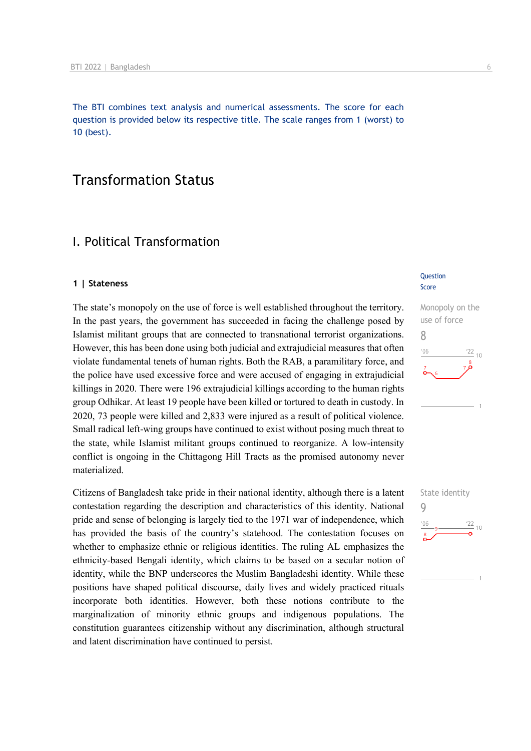The BTI combines text analysis and numerical assessments. The score for each question is provided below its respective title. The scale ranges from 1 (worst) to 10 (best).

# Transformation Status

## I. Political Transformation

### 1 | Stateness

Question Score

**Monopoly on the use of force**
8

The state's monopoly on the use of force is well established throughout the territory. In the past years, the government has succeeded in facing the challenge posed by Islamist militant groups that are connected to transnational terrorist organizations. However, this has been done using both judicial and extrajudicial measures that often violate fundamental tenets of human rights. Both the RAB, a paramilitary force, and the police have used excessive force and were accused of engaging in extrajudicial killings in 2020. There were 196 extrajudicial killings according to the human rights group Odhikar. At least 19 people have been killed or tortured to death in custody. In 2020, 73 people were killed and 2,833 were injured as a result of political violence. Small radical left-wing groups have continued to exist without posing much threat to the state, while Islamist militant groups continued to reorganize. A low-intensity conflict is ongoing in the Chittagong Hill Tracts as the promised autonomy never materialized.

**State identity**
9

Citizens of Bangladesh take pride in their national identity, although there is a latent contestation regarding the description and characteristics of this identity. National pride and sense of belonging is largely tied to the 1971 war of independence, which has provided the basis of the country's statehood. The contestation focuses on whether to emphasize ethnic or religious identities. The ruling AL emphasizes the ethnicity-based Bengali identity, which claims to be based on a secular notion of identity, while the BNP underscores the Muslim Bangladeshi identity. While these positions have shaped political discourse, daily lives and widely practiced rituals incorporate both identities. However, both these notions contribute to the marginalization of minority ethnic groups and indigenous populations. The constitution guarantees citizenship without any discrimination, although structural and latent discrimination have continued to persist.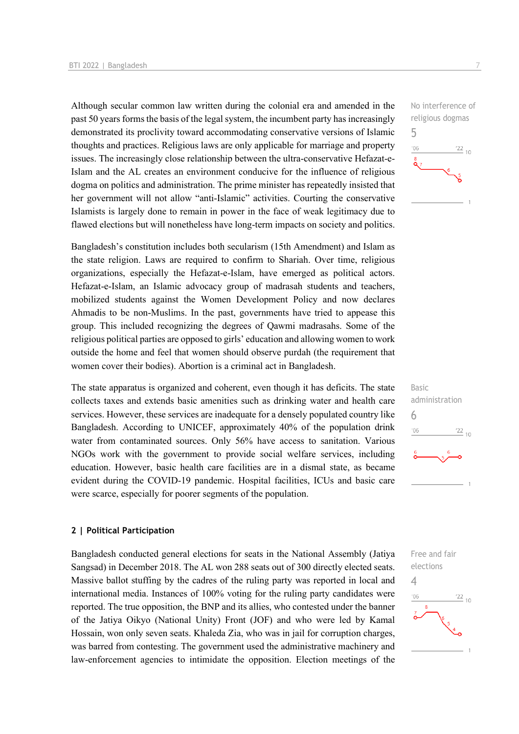Although secular common law written during the colonial era and amended in the past 50 years forms the basis of the legal system, the incumbent party has increasingly demonstrated its proclivity toward accommodating conservative versions of Islamic thoughts and practices. Religious laws are only applicable for marriage and property issues. The increasingly close relationship between the ultra-conservative Hefazat-e-Islam and the AL creates an environment conducive for the influence of religious dogma on politics and administration. The prime minister has repeatedly insisted that her government will not allow "anti-Islamic" activities. Courting the conservative Islamists is largely done to remain in power in the face of weak legitimacy due to flawed elections but will nonetheless have long-term impacts on society and politics.

No interference of religious dogmas
5

Bangladesh's constitution includes both secularism (15th Amendment) and Islam as the state religion. Laws are required to confirm to Shariah. Over time, religious organizations, especially the Hefazat-e-Islam, have emerged as political actors. Hefazat-e-Islam, an Islamic advocacy group of madrasah students and teachers, mobilized students against the Women Development Policy and now declares Ahmadis to be non-Muslims. In the past, governments have tried to appease this group. This included recognizing the degrees of Qawmi madrasahs. Some of the religious political parties are opposed to girls' education and allowing women to work outside the home and feel that women should observe purdah (the requirement that women cover their bodies). Abortion is a criminal act in Bangladesh.

The state apparatus is organized and coherent, even though it has deficits. The state collects taxes and extends basic amenities such as drinking water and health care services. However, these services are inadequate for a densely populated country like Bangladesh. According to UNICEF, approximately 40% of the population drink water from contaminated sources. Only 56% have access to sanitation. Various NGOs work with the government to provide social welfare services, including education. However, basic health care facilities are in a dismal state, as became evident during the COVID-19 pandemic. Hospital facilities, ICUs and basic care were scarce, especially for poorer segments of the population.

Basic administration
6

### 2 | Political Participation

Bangladesh conducted general elections for seats in the National Assembly (Jatiya Sangsad) in December 2018. The AL won 288 seats out of 300 directly elected seats. Massive ballot stuffing by the cadres of the ruling party was reported in local and international media. Instances of 100% voting for the ruling party candidates were reported. The true opposition, the BNP and its allies, who contested under the banner of the Jatiya Oikyo (National Unity) Front (JOF) and who were led by Kamal Hossain, won only seven seats. Khaleda Zia, who was in jail for corruption charges, was barred from contesting. The government used the administrative machinery and law-enforcement agencies to intimidate the opposition. Election meetings of the

Free and fair elections
4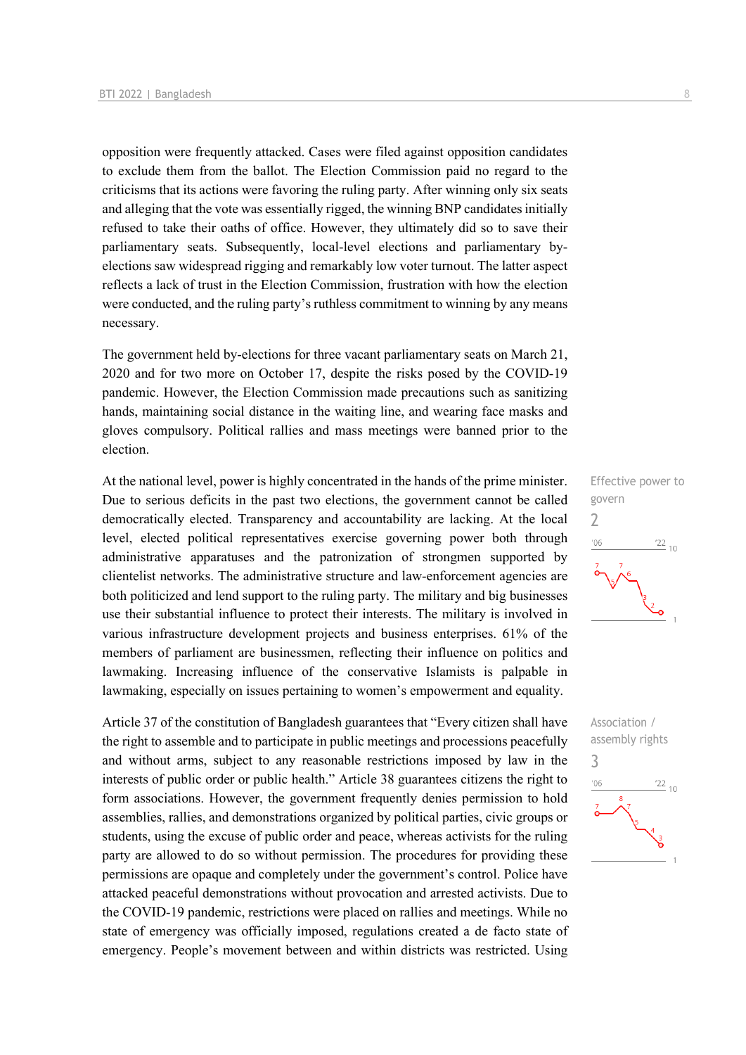opposition were frequently attacked. Cases were filed against opposition candidates to exclude them from the ballot. The Election Commission paid no regard to the criticisms that its actions were favoring the ruling party. After winning only six seats and alleging that the vote was essentially rigged, the winning BNP candidates initially refused to take their oaths of office. However, they ultimately did so to save their parliamentary seats. Subsequently, local-level elections and parliamentary by-elections saw widespread rigging and remarkably low voter turnout. The latter aspect reflects a lack of trust in the Election Commission, frustration with how the election were conducted, and the ruling party's ruthless commitment to winning by any means necessary.

The government held by-elections for three vacant parliamentary seats on March 21, 2020 and for two more on October 17, despite the risks posed by the COVID-19 pandemic. However, the Election Commission made precautions such as sanitizing hands, maintaining social distance in the waiting line, and wearing face masks and gloves compulsory. Political rallies and mass meetings were banned prior to the election.

Effective power to govern

2

At the national level, power is highly concentrated in the hands of the prime minister. Due to serious deficits in the past two elections, the government cannot be called democratically elected. Transparency and accountability are lacking. At the local level, elected political representatives exercise governing power both through administrative apparatuses and the patronization of strongmen supported by clientelist networks. The administrative structure and law-enforcement agencies are both politicized and lend support to the ruling party. The military and big businesses use their substantial influence to protect their interests. The military is involved in various infrastructure development projects and business enterprises. 61% of the members of parliament are businessmen, reflecting their influence on politics and lawmaking. Increasing influence of the conservative Islamists is palpable in lawmaking, especially on issues pertaining to women's empowerment and equality.

Association / assembly rights

3

Article 37 of the constitution of Bangladesh guarantees that "Every citizen shall have the right to assemble and to participate in public meetings and processions peacefully and without arms, subject to any reasonable restrictions imposed by law in the interests of public order or public health." Article 38 guarantees citizens the right to form associations. However, the government frequently denies permission to hold assemblies, rallies, and demonstrations organized by political parties, civic groups or students, using the excuse of public order and peace, whereas activists for the ruling party are allowed to do so without permission. The procedures for providing these permissions are opaque and completely under the government's control. Police have attacked peaceful demonstrations without provocation and arrested activists. Due to the COVID-19 pandemic, restrictions were placed on rallies and meetings. While no state of emergency was officially imposed, regulations created a de facto state of emergency. People's movement between and within districts was restricted. Using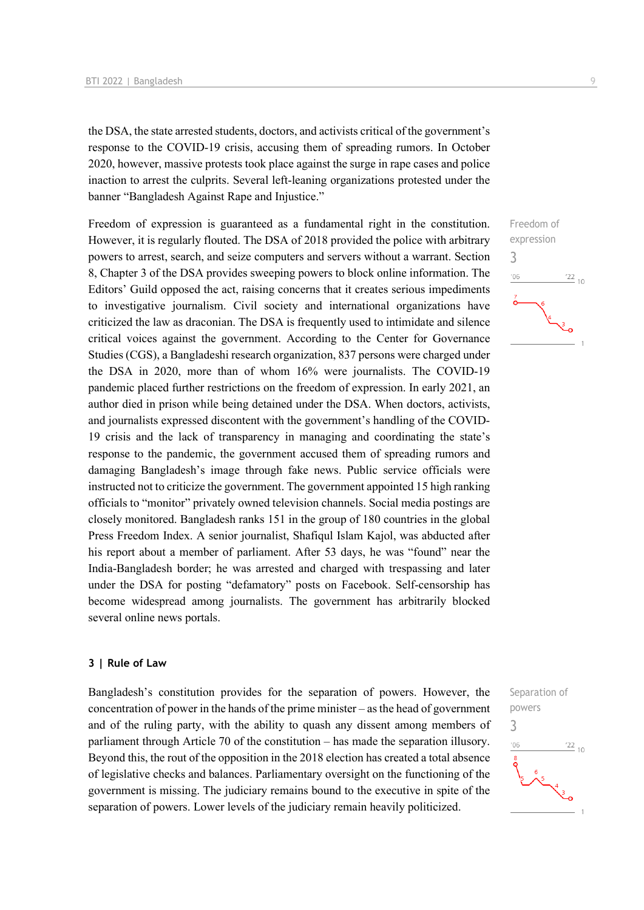the DSA, the state arrested students, doctors, and activists critical of the government's response to the COVID-19 crisis, accusing them of spreading rumors. In October 2020, however, massive protests took place against the surge in rape cases and police inaction to arrest the culprits. Several left-leaning organizations protested under the banner "Bangladesh Against Rape and Injustice."

Freedom of expression
3

Freedom of expression is guaranteed as a fundamental right in the constitution. However, it is regularly flouted. The DSA of 2018 provided the police with arbitrary powers to arrest, search, and seize computers and servers without a warrant. Section 8, Chapter 3 of the DSA provides sweeping powers to block online information. The Editors' Guild opposed the act, raising concerns that it creates serious impediments to investigative journalism. Civil society and international organizations have criticized the law as draconian. The DSA is frequently used to intimidate and silence critical voices against the government. According to the Center for Governance Studies (CGS), a Bangladeshi research organization, 837 persons were charged under the DSA in 2020, more than of whom 16% were journalists. The COVID-19 pandemic placed further restrictions on the freedom of expression. In early 2021, an author died in prison while being detained under the DSA. When doctors, activists, and journalists expressed discontent with the government's handling of the COVID-19 crisis and the lack of transparency in managing and coordinating the state's response to the pandemic, the government accused them of spreading rumors and damaging Bangladesh's image through fake news. Public service officials were instructed not to criticize the government. The government appointed 15 high ranking officials to "monitor" privately owned television channels. Social media postings are closely monitored. Bangladesh ranks 151 in the group of 180 countries in the global Press Freedom Index. A senior journalist, Shafiqul Islam Kajol, was abducted after his report about a member of parliament. After 53 days, he was "found" near the India-Bangladesh border; he was arrested and charged with trespassing and later under the DSA for posting "defamatory" posts on Facebook. Self-censorship has become widespread among journalists. The government has arbitrarily blocked several online news portals.

### 3 | Rule of Law

Separation of powers
3

Bangladesh's constitution provides for the separation of powers. However, the concentration of power in the hands of the prime minister – as the head of government and of the ruling party, with the ability to quash any dissent among members of parliament through Article 70 of the constitution – has made the separation illusory. Beyond this, the rout of the opposition in the 2018 election has created a total absence of legislative checks and balances. Parliamentary oversight on the functioning of the government is missing. The judiciary remains bound to the executive in spite of the separation of powers. Lower levels of the judiciary remain heavily politicized.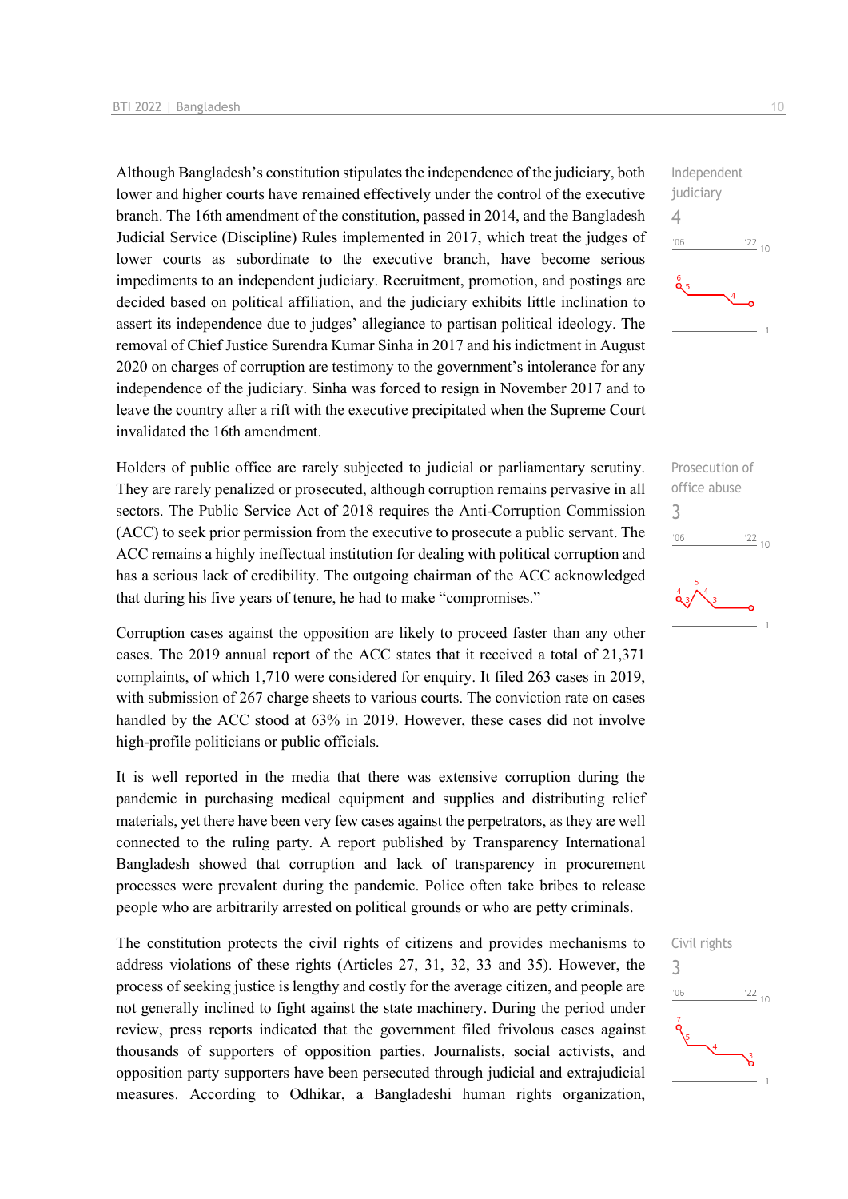Although Bangladesh's constitution stipulates the independence of the judiciary, both lower and higher courts have remained effectively under the control of the executive branch. The 16th amendment of the constitution, passed in 2014, and the Bangladesh Judicial Service (Discipline) Rules implemented in 2017, which treat the judges of lower courts as subordinate to the executive branch, have become serious impediments to an independent judiciary. Recruitment, promotion, and postings are decided based on political affiliation, and the judiciary exhibits little inclination to assert its independence due to judges' allegiance to partisan political ideology. The removal of Chief Justice Surendra Kumar Sinha in 2017 and his indictment in August 2020 on charges of corruption are testimony to the government's intolerance for any independence of the judiciary. Sinha was forced to resign in November 2017 and to leave the country after a rift with the executive precipitated when the Supreme Court invalidated the 16th amendment.

Independent judiciary
4

Holders of public office are rarely subjected to judicial or parliamentary scrutiny. They are rarely penalized or prosecuted, although corruption remains pervasive in all sectors. The Public Service Act of 2018 requires the Anti-Corruption Commission (ACC) to seek prior permission from the executive to prosecute a public servant. The ACC remains a highly ineffectual institution for dealing with political corruption and has a serious lack of credibility. The outgoing chairman of the ACC acknowledged that during his five years of tenure, he had to make "compromises."

Prosecution of office abuse
3

Corruption cases against the opposition are likely to proceed faster than any other cases. The 2019 annual report of the ACC states that it received a total of 21,371 complaints, of which 1,710 were considered for enquiry. It filed 263 cases in 2019, with submission of 267 charge sheets to various courts. The conviction rate on cases handled by the ACC stood at 63% in 2019. However, these cases did not involve high-profile politicians or public officials.

It is well reported in the media that there was extensive corruption during the pandemic in purchasing medical equipment and supplies and distributing relief materials, yet there have been very few cases against the perpetrators, as they are well connected to the ruling party. A report published by Transparency International Bangladesh showed that corruption and lack of transparency in procurement processes were prevalent during the pandemic. Police often take bribes to release people who are arbitrarily arrested on political grounds or who are petty criminals.

The constitution protects the civil rights of citizens and provides mechanisms to address violations of these rights (Articles 27, 31, 32, 33 and 35). However, the process of seeking justice is lengthy and costly for the average citizen, and people are not generally inclined to fight against the state machinery. During the period under review, press reports indicated that the government filed frivolous cases against thousands of supporters of opposition parties. Journalists, social activists, and opposition party supporters have been persecuted through judicial and extrajudicial measures. According to Odhikar, a Bangladeshi human rights organization,

Civil rights
3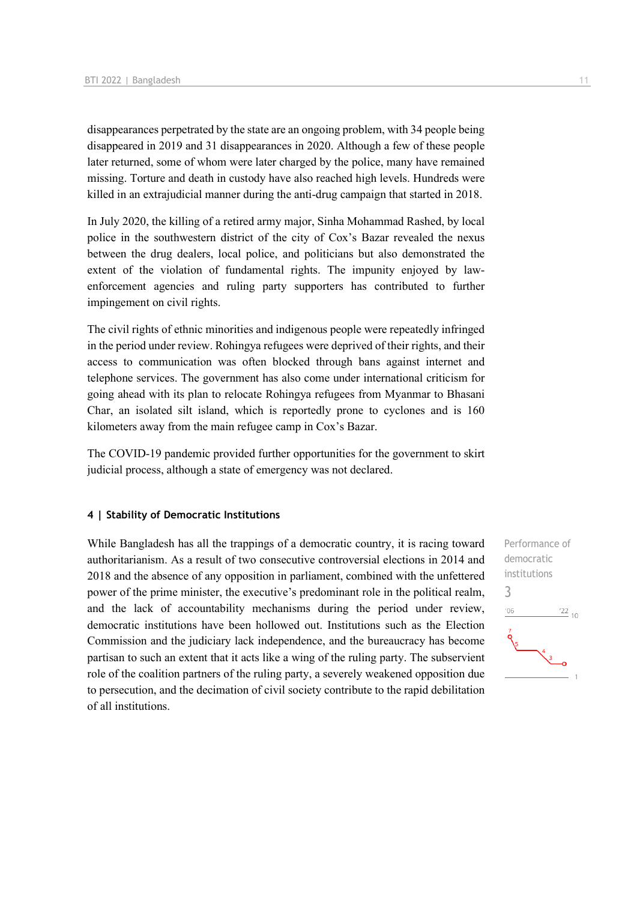disappearances perpetrated by the state are an ongoing problem, with 34 people being disappeared in 2019 and 31 disappearances in 2020. Although a few of these people later returned, some of whom were later charged by the police, many have remained missing. Torture and death in custody have also reached high levels. Hundreds were killed in an extrajudicial manner during the anti-drug campaign that started in 2018.

In July 2020, the killing of a retired army major, Sinha Mohammad Rashed, by local police in the southwestern district of the city of Cox's Bazar revealed the nexus between the drug dealers, local police, and politicians but also demonstrated the extent of the violation of fundamental rights. The impunity enjoyed by law-enforcement agencies and ruling party supporters has contributed to further impingement on civil rights.

The civil rights of ethnic minorities and indigenous people were repeatedly infringed in the period under review. Rohingya refugees were deprived of their rights, and their access to communication was often blocked through bans against internet and telephone services. The government has also come under international criticism for going ahead with its plan to relocate Rohingya refugees from Myanmar to Bhasani Char, an isolated silt island, which is reportedly prone to cyclones and is 160 kilometers away from the main refugee camp in Cox's Bazar.

The COVID-19 pandemic provided further opportunities for the government to skirt judicial process, although a state of emergency was not declared.

#### 4 | Stability of Democratic Institutions

While Bangladesh has all the trappings of a democratic country, it is racing toward authoritarianism. As a result of two consecutive controversial elections in 2014 and 2018 and the absence of any opposition in parliament, combined with the unfettered power of the prime minister, the executive's predominant role in the political realm, and the lack of accountability mechanisms during the period under review, democratic institutions have been hollowed out. Institutions such as the Election Commission and the judiciary lack independence, and the bureaucracy has become partisan to such an extent that it acts like a wing of the ruling party. The subservient role of the coalition partners of the ruling party, a severely weakened opposition due to persecution, and the decimation of civil society contribute to the rapid debilitation of all institutions.

Performance of democratic institutions
3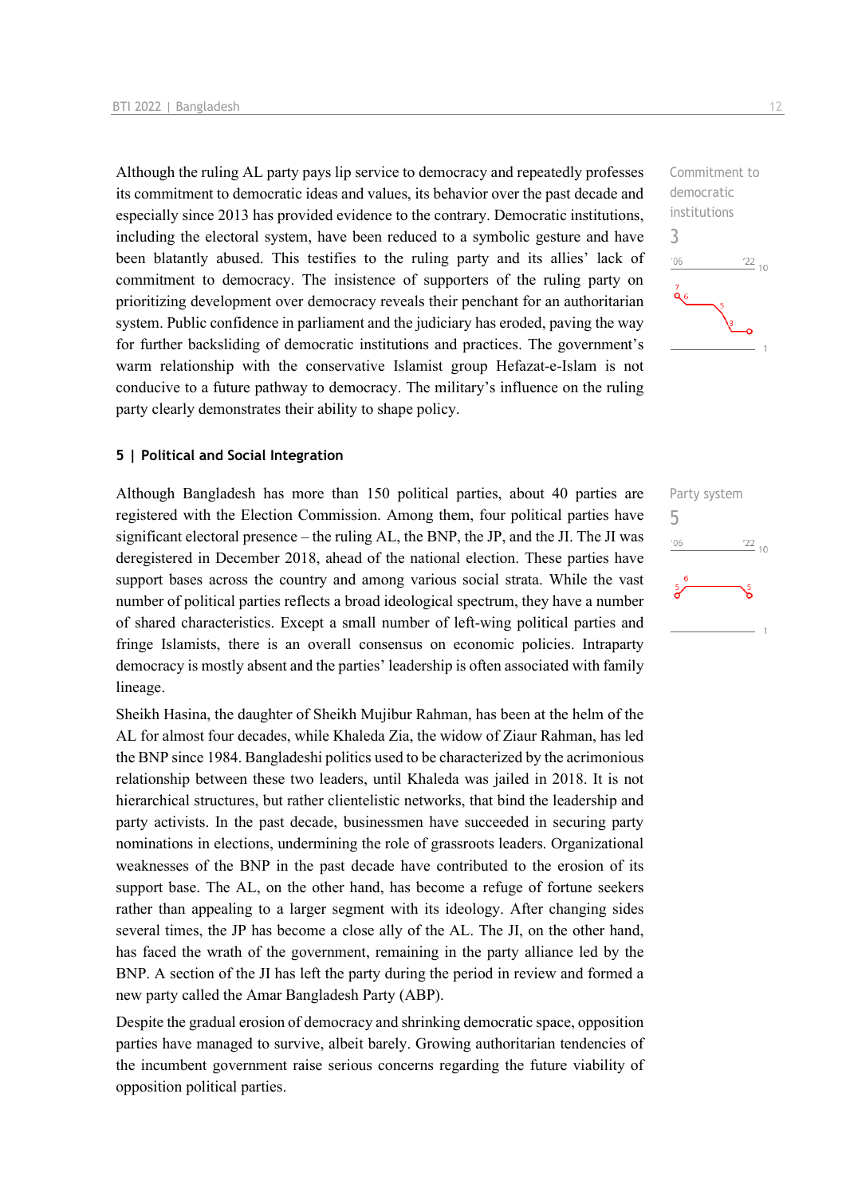Although the ruling AL party pays lip service to democracy and repeatedly professes its commitment to democratic ideas and values, its behavior over the past decade and especially since 2013 has provided evidence to the contrary. Democratic institutions, including the electoral system, have been reduced to a symbolic gesture and have been blatantly abused. This testifies to the ruling party and its allies' lack of commitment to democracy. The insistence of supporters of the ruling party on prioritizing development over democracy reveals their penchant for an authoritarian system. Public confidence in parliament and the judiciary has eroded, paving the way for further backsliding of democratic institutions and practices. The government's warm relationship with the conservative Islamist group Hefazat-e-Islam is not conducive to a future pathway to democracy. The military's influence on the ruling party clearly demonstrates their ability to shape policy.

Commitment to democratic institutions

3

## 5 | Political and Social Integration

Although Bangladesh has more than 150 political parties, about 40 parties are registered with the Election Commission. Among them, four political parties have significant electoral presence – the ruling AL, the BNP, the JP, and the JI. The JI was deregistered in December 2018, ahead of the national election. These parties have support bases across the country and among various social strata. While the vast number of political parties reflects a broad ideological spectrum, they have a number of shared characteristics. Except a small number of left-wing political parties and fringe Islamists, there is an overall consensus on economic policies. Intraparty democracy is mostly absent and the parties' leadership is often associated with family lineage.

Party system

5

Sheikh Hasina, the daughter of Sheikh Mujibur Rahman, has been at the helm of the AL for almost four decades, while Khaleda Zia, the widow of Ziaur Rahman, has led the BNP since 1984. Bangladeshi politics used to be characterized by the acrimonious relationship between these two leaders, until Khaleda was jailed in 2018. It is not hierarchical structures, but rather clientelistic networks, that bind the leadership and party activists. In the past decade, businessmen have succeeded in securing party nominations in elections, undermining the role of grassroots leaders. Organizational weaknesses of the BNP in the past decade have contributed to the erosion of its support base. The AL, on the other hand, has become a refuge of fortune seekers rather than appealing to a larger segment with its ideology. After changing sides several times, the JP has become a close ally of the AL. The JI, on the other hand, has faced the wrath of the government, remaining in the party alliance led by the BNP. A section of the JI has left the party during the period in review and formed a new party called the Amar Bangladesh Party (ABP).

Despite the gradual erosion of democracy and shrinking democratic space, opposition parties have managed to survive, albeit barely. Growing authoritarian tendencies of the incumbent government raise serious concerns regarding the future viability of opposition political parties.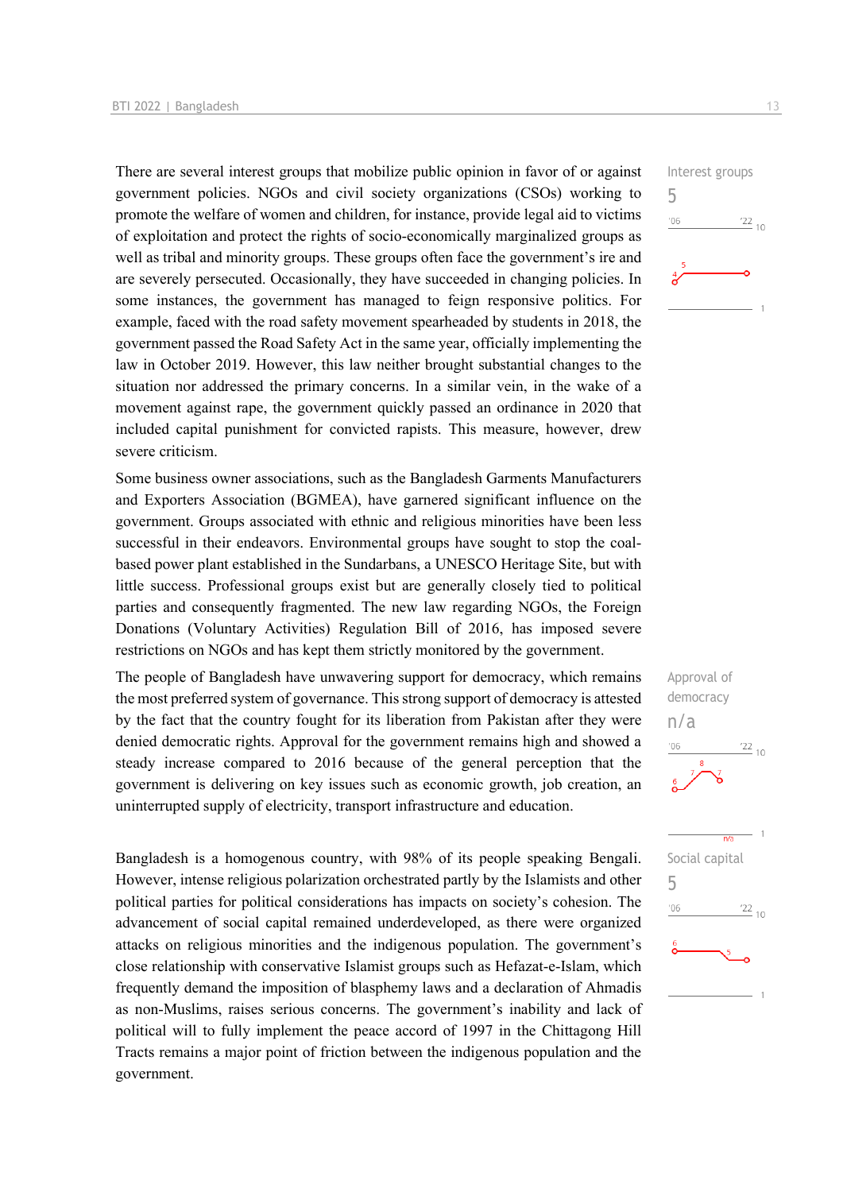There are several interest groups that mobilize public opinion in favor of or against government policies. NGOs and civil society organizations (CSOs) working to promote the welfare of women and children, for instance, provide legal aid to victims of exploitation and protect the rights of socio-economically marginalized groups as well as tribal and minority groups. These groups often face the government's ire and are severely persecuted. Occasionally, they have succeeded in changing policies. In some instances, the government has managed to feign responsive politics. For example, faced with the road safety movement spearheaded by students in 2018, the government passed the Road Safety Act in the same year, officially implementing the law in October 2019. However, this law neither brought substantial changes to the situation nor addressed the primary concerns. In a similar vein, in the wake of a movement against rape, the government quickly passed an ordinance in 2020 that included capital punishment for convicted rapists. This measure, however, drew severe criticism.

Interest groups
5

Some business owner associations, such as the Bangladesh Garments Manufacturers and Exporters Association (BGMEA), have garnered significant influence on the government. Groups associated with ethnic and religious minorities have been less successful in their endeavors. Environmental groups have sought to stop the coal-based power plant established in the Sundarbans, a UNESCO Heritage Site, but with little success. Professional groups exist but are generally closely tied to political parties and consequently fragmented. The new law regarding NGOs, the Foreign Donations (Voluntary Activities) Regulation Bill of 2016, has imposed severe restrictions on NGOs and has kept them strictly monitored by the government.

The people of Bangladesh have unwavering support for democracy, which remains the most preferred system of governance. This strong support of democracy is attested by the fact that the country fought for its liberation from Pakistan after they were denied democratic rights. Approval for the government remains high and showed a steady increase compared to 2016 because of the general perception that the government is delivering on key issues such as economic growth, job creation, an uninterrupted supply of electricity, transport infrastructure and education.

Approval of democracy
n/a

Bangladesh is a homogenous country, with 98% of its people speaking Bengali. However, intense religious polarization orchestrated partly by the Islamists and other political parties for political considerations has impacts on society's cohesion. The advancement of social capital remained underdeveloped, as there were organized attacks on religious minorities and the indigenous population. The government's close relationship with conservative Islamist groups such as Hefazat-e-Islam, which frequently demand the imposition of blasphemy laws and a declaration of Ahmadis as non-Muslims, raises serious concerns. The government's inability and lack of political will to fully implement the peace accord of 1997 in the Chittagong Hill Tracts remains a major point of friction between the indigenous population and the government.

Social capital
5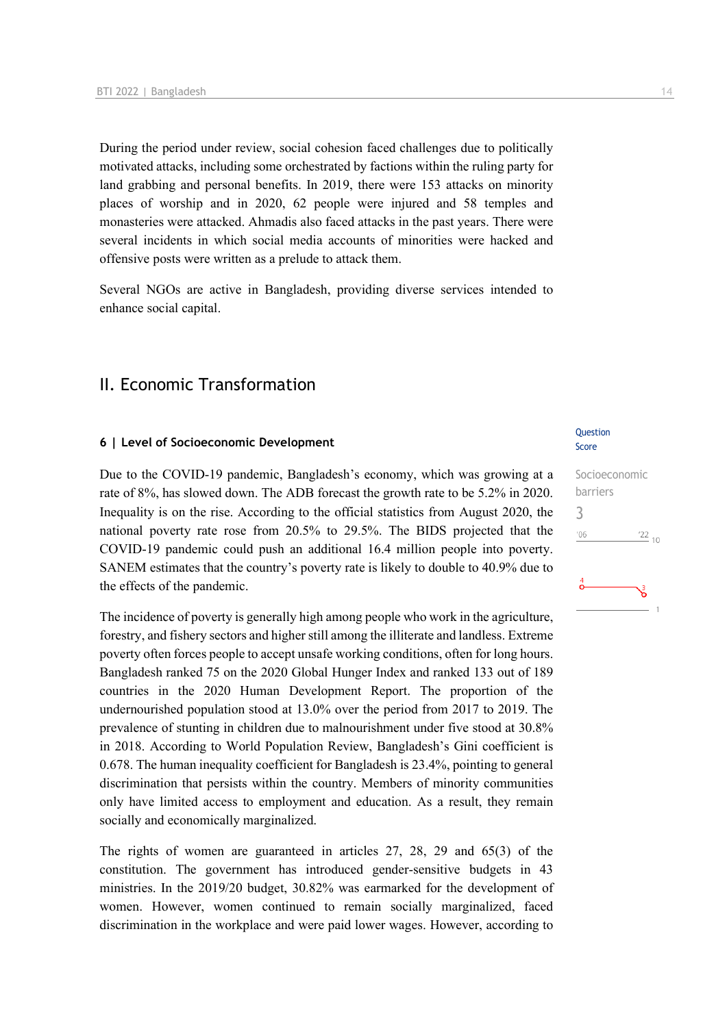During the period under review, social cohesion faced challenges due to politically motivated attacks, including some orchestrated by factions within the ruling party for land grabbing and personal benefits. In 2019, there were 153 attacks on minority places of worship and in 2020, 62 people were injured and 58 temples and monasteries were attacked. Ahmadis also faced attacks in the past years. There were several incidents in which social media accounts of minorities were hacked and offensive posts were written as a prelude to attack them.

Several NGOs are active in Bangladesh, providing diverse services intended to enhance social capital.

## II. Economic Transformation

### 6 | Level of Socioeconomic Development

Question Score

Socioeconomic barriers
3

Due to the COVID-19 pandemic, Bangladesh's economy, which was growing at a rate of 8%, has slowed down. The ADB forecast the growth rate to be 5.2% in 2020. Inequality is on the rise. According to the official statistics from August 2020, the national poverty rate rose from 20.5% to 29.5%. The BIDS projected that the COVID-19 pandemic could push an additional 16.4 million people into poverty. SANEM estimates that the country's poverty rate is likely to double to 40.9% due to the effects of the pandemic.

The incidence of poverty is generally high among people who work in the agriculture, forestry, and fishery sectors and higher still among the illiterate and landless. Extreme poverty often forces people to accept unsafe working conditions, often for long hours. Bangladesh ranked 75 on the 2020 Global Hunger Index and ranked 133 out of 189 countries in the 2020 Human Development Report. The proportion of the undernourished population stood at 13.0% over the period from 2017 to 2019. The prevalence of stunting in children due to malnourishment under five stood at 30.8% in 2018. According to World Population Review, Bangladesh's Gini coefficient is 0.678. The human inequality coefficient for Bangladesh is 23.4%, pointing to general discrimination that persists within the country. Members of minority communities only have limited access to employment and education. As a result, they remain socially and economically marginalized.

The rights of women are guaranteed in articles 27, 28, 29 and 65(3) of the constitution. The government has introduced gender-sensitive budgets in 43 ministries. In the 2019/20 budget, 30.82% was earmarked for the development of women. However, women continued to remain socially marginalized, faced discrimination in the workplace and were paid lower wages. However, according to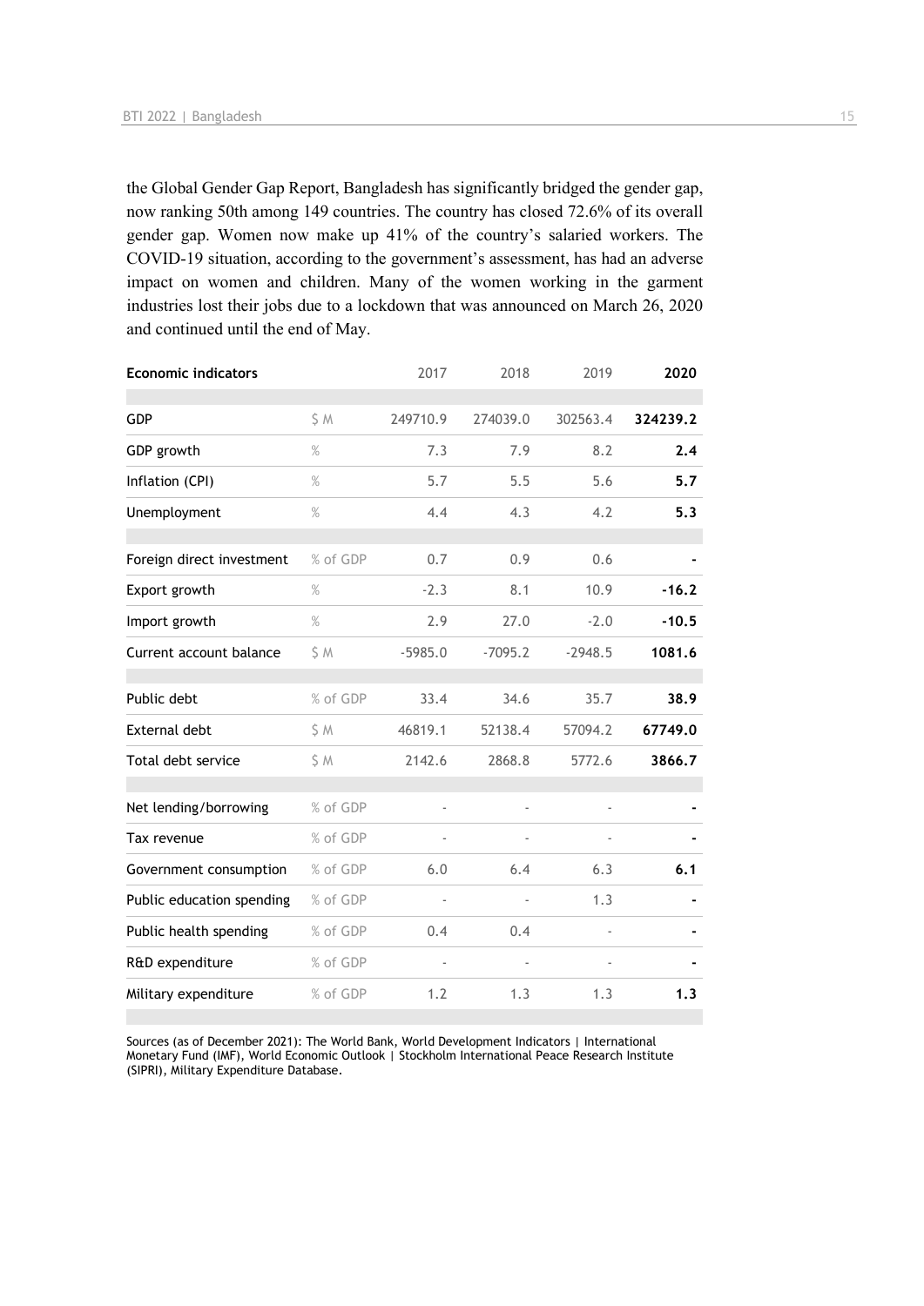the Global Gender Gap Report, Bangladesh has significantly bridged the gender gap, now ranking 50th among 149 countries. The country has closed 72.6% of its overall gender gap. Women now make up 41% of the country's salaried workers. The COVID-19 situation, according to the government's assessment, has had an adverse impact on women and children. Many of the women working in the garment industries lost their jobs due to a lockdown that was announced on March 26, 2020 and continued until the end of May.

| **Economic indicators** | | 2017 | 2018 | 2019 | **2020** |
|---|---|---|---|---|---|
| GDP | $ M | 249710.9 | 274039.0 | 302563.4 | **324239.2** |
| GDP growth | % | 7.3 | 7.9 | 8.2 | **2.4** |
| Inflation (CPI) | % | 5.7 | 5.5 | 5.6 | **5.7** |
| Unemployment | % | 4.4 | 4.3 | 4.2 | **5.3** |
| Foreign direct investment | % of GDP | 0.7 | 0.9 | 0.6 | **-** |
| Export growth | % | -2.3 | 8.1 | 10.9 | **-16.2** |
| Import growth | % | 2.9 | 27.0 | -2.0 | **-10.5** |
| Current account balance | $ M | -5985.0 | -7095.2 | -2948.5 | **1081.6** |
| Public debt | % of GDP | 33.4 | 34.6 | 35.7 | **38.9** |
| External debt | $ M | 46819.1 | 52138.4 | 57094.2 | **67749.0** |
| Total debt service | $ M | 2142.6 | 2868.8 | 5772.6 | **3866.7** |
| Net lending/borrowing | % of GDP | - | - | - | **-** |
| Tax revenue | % of GDP | - | - | - | **-** |
| Government consumption | % of GDP | 6.0 | 6.4 | 6.3 | **6.1** |
| Public education spending | % of GDP | - | - | 1.3 | **-** |
| Public health spending | % of GDP | 0.4 | 0.4 | - | **-** |
| R&D expenditure | % of GDP | - | - | - | **-** |
| Military expenditure | % of GDP | 1.2 | 1.3 | 1.3 | **1.3** |

Sources (as of December 2021): The World Bank, World Development Indicators | International Monetary Fund (IMF), World Economic Outlook | Stockholm International Peace Research Institute (SIPRI), Military Expenditure Database.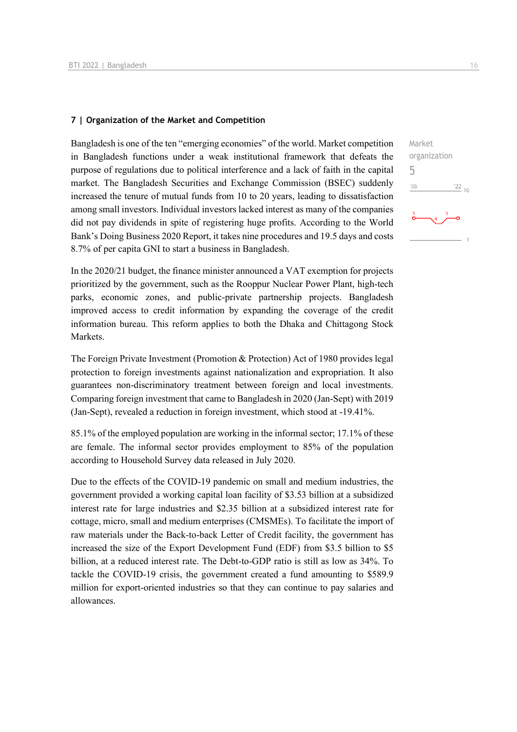### 7 | Organization of the Market and Competition

Market organization
5

Bangladesh is one of the ten "emerging economies" of the world. Market competition in Bangladesh functions under a weak institutional framework that defeats the purpose of regulations due to political interference and a lack of faith in the capital market. The Bangladesh Securities and Exchange Commission (BSEC) suddenly increased the tenure of mutual funds from 10 to 20 years, leading to dissatisfaction among small investors. Individual investors lacked interest as many of the companies did not pay dividends in spite of registering huge profits. According to the World Bank's Doing Business 2020 Report, it takes nine procedures and 19.5 days and costs 8.7% of per capita GNI to start a business in Bangladesh.

In the 2020/21 budget, the finance minister announced a VAT exemption for projects prioritized by the government, such as the Rooppur Nuclear Power Plant, high-tech parks, economic zones, and public-private partnership projects. Bangladesh improved access to credit information by expanding the coverage of the credit information bureau. This reform applies to both the Dhaka and Chittagong Stock Markets.

The Foreign Private Investment (Promotion & Protection) Act of 1980 provides legal protection to foreign investments against nationalization and expropriation. It also guarantees non-discriminatory treatment between foreign and local investments. Comparing foreign investment that came to Bangladesh in 2020 (Jan-Sept) with 2019 (Jan-Sept), revealed a reduction in foreign investment, which stood at -19.41%.

85.1% of the employed population are working in the informal sector; 17.1% of these are female. The informal sector provides employment to 85% of the population according to Household Survey data released in July 2020.

Due to the effects of the COVID-19 pandemic on small and medium industries, the government provided a working capital loan facility of $3.53 billion at a subsidized interest rate for large industries and $2.35 billion at a subsidized interest rate for cottage, micro, small and medium enterprises (CMSMEs). To facilitate the import of raw materials under the Back-to-back Letter of Credit facility, the government has increased the size of the Export Development Fund (EDF) from $3.5 billion to $5 billion, at a reduced interest rate. The Debt-to-GDP ratio is still as low as 34%. To tackle the COVID-19 crisis, the government created a fund amounting to $589.9 million for export-oriented industries so that they can continue to pay salaries and allowances.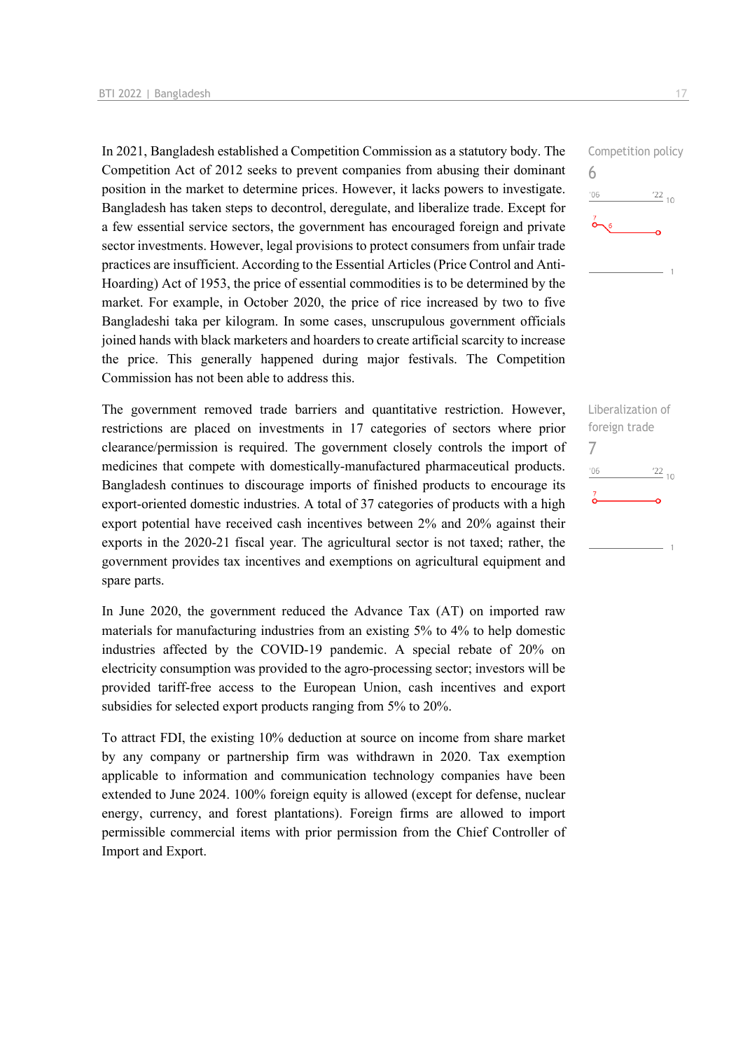In 2021, Bangladesh established a Competition Commission as a statutory body. The Competition Act of 2012 seeks to prevent companies from abusing their dominant position in the market to determine prices. However, it lacks powers to investigate. Bangladesh has taken steps to decontrol, deregulate, and liberalize trade. Except for a few essential service sectors, the government has encouraged foreign and private sector investments. However, legal provisions to protect consumers from unfair trade practices are insufficient. According to the Essential Articles (Price Control and Anti-Hoarding) Act of 1953, the price of essential commodities is to be determined by the market. For example, in October 2020, the price of rice increased by two to five Bangladeshi taka per kilogram. In some cases, unscrupulous government officials joined hands with black marketers and hoarders to create artificial scarcity to increase the price. This generally happened during major festivals. The Competition Commission has not been able to address this.

Competition policy
6

The government removed trade barriers and quantitative restriction. However, restrictions are placed on investments in 17 categories of sectors where prior clearance/permission is required. The government closely controls the import of medicines that compete with domestically-manufactured pharmaceutical products. Bangladesh continues to discourage imports of finished products to encourage its export-oriented domestic industries. A total of 37 categories of products with a high export potential have received cash incentives between 2% and 20% against their exports in the 2020-21 fiscal year. The agricultural sector is not taxed; rather, the government provides tax incentives and exemptions on agricultural equipment and spare parts.

Liberalization of foreign trade
7

In June 2020, the government reduced the Advance Tax (AT) on imported raw materials for manufacturing industries from an existing 5% to 4% to help domestic industries affected by the COVID-19 pandemic. A special rebate of 20% on electricity consumption was provided to the agro-processing sector; investors will be provided tariff-free access to the European Union, cash incentives and export subsidies for selected export products ranging from 5% to 20%.

To attract FDI, the existing 10% deduction at source on income from share market by any company or partnership firm was withdrawn in 2020. Tax exemption applicable to information and communication technology companies have been extended to June 2024. 100% foreign equity is allowed (except for defense, nuclear energy, currency, and forest plantations). Foreign firms are allowed to import permissible commercial items with prior permission from the Chief Controller of Import and Export.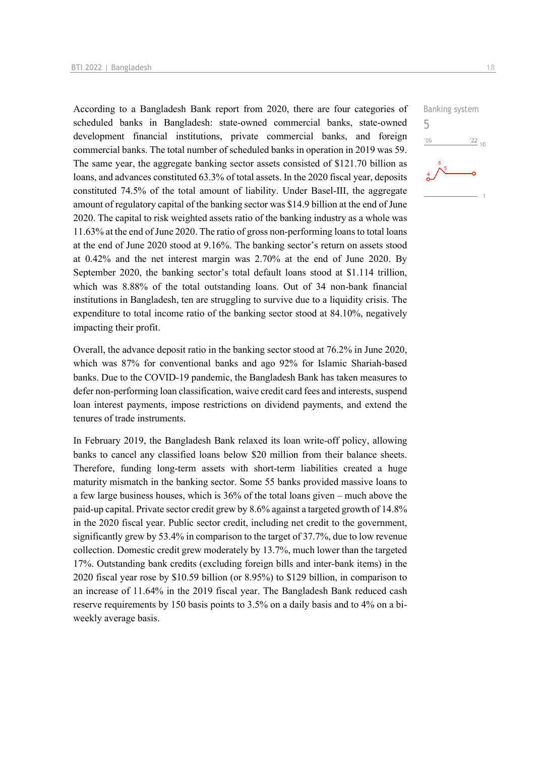According to a Bangladesh Bank report from 2020, there are four categories of scheduled banks in Bangladesh: state-owned commercial banks, state-owned development financial institutions, private commercial banks, and foreign commercial banks. The total number of scheduled banks in operation in 2019 was 59. The same year, the aggregate banking sector assets consisted of $121.70 billion as loans, and advances constituted 63.3% of total assets. In the 2020 fiscal year, deposits constituted 74.5% of the total amount of liability. Under Basel-III, the aggregate amount of regulatory capital of the banking sector was $14.9 billion at the end of June 2020. The capital to risk weighted assets ratio of the banking industry as a whole was 11.63% at the end of June 2020. The ratio of gross non-performing loans to total loans at the end of June 2020 stood at 9.16%. The banking sector's return on assets stood at 0.42% and the net interest margin was 2.70% at the end of June 2020. By September 2020, the banking sector's total default loans stood at $1.114 trillion, which was 8.88% of the total outstanding loans. Out of 34 non-bank financial institutions in Bangladesh, ten are struggling to survive due to a liquidity crisis. The expenditure to total income ratio of the banking sector stood at 84.10%, negatively impacting their profit.

Banking system
5

Overall, the advance deposit ratio in the banking sector stood at 76.2% in June 2020, which was 87% for conventional banks and ago 92% for Islamic Shariah-based banks. Due to the COVID-19 pandemic, the Bangladesh Bank has taken measures to defer non-performing loan classification, waive credit card fees and interests, suspend loan interest payments, impose restrictions on dividend payments, and extend the tenures of trade instruments.

In February 2019, the Bangladesh Bank relaxed its loan write-off policy, allowing banks to cancel any classified loans below $20 million from their balance sheets. Therefore, funding long-term assets with short-term liabilities created a huge maturity mismatch in the banking sector. Some 55 banks provided massive loans to a few large business houses, which is 36% of the total loans given – much above the paid-up capital. Private sector credit grew by 8.6% against a targeted growth of 14.8% in the 2020 fiscal year. Public sector credit, including net credit to the government, significantly grew by 53.4% in comparison to the target of 37.7%, due to low revenue collection. Domestic credit grew moderately by 13.7%, much lower than the targeted 17%. Outstanding bank credits (excluding foreign bills and inter-bank items) in the 2020 fiscal year rose by $10.59 billion (or 8.95%) to $129 billion, in comparison to an increase of 11.64% in the 2019 fiscal year. The Bangladesh Bank reduced cash reserve requirements by 150 basis points to 3.5% on a daily basis and to 4% on a bi-weekly average basis.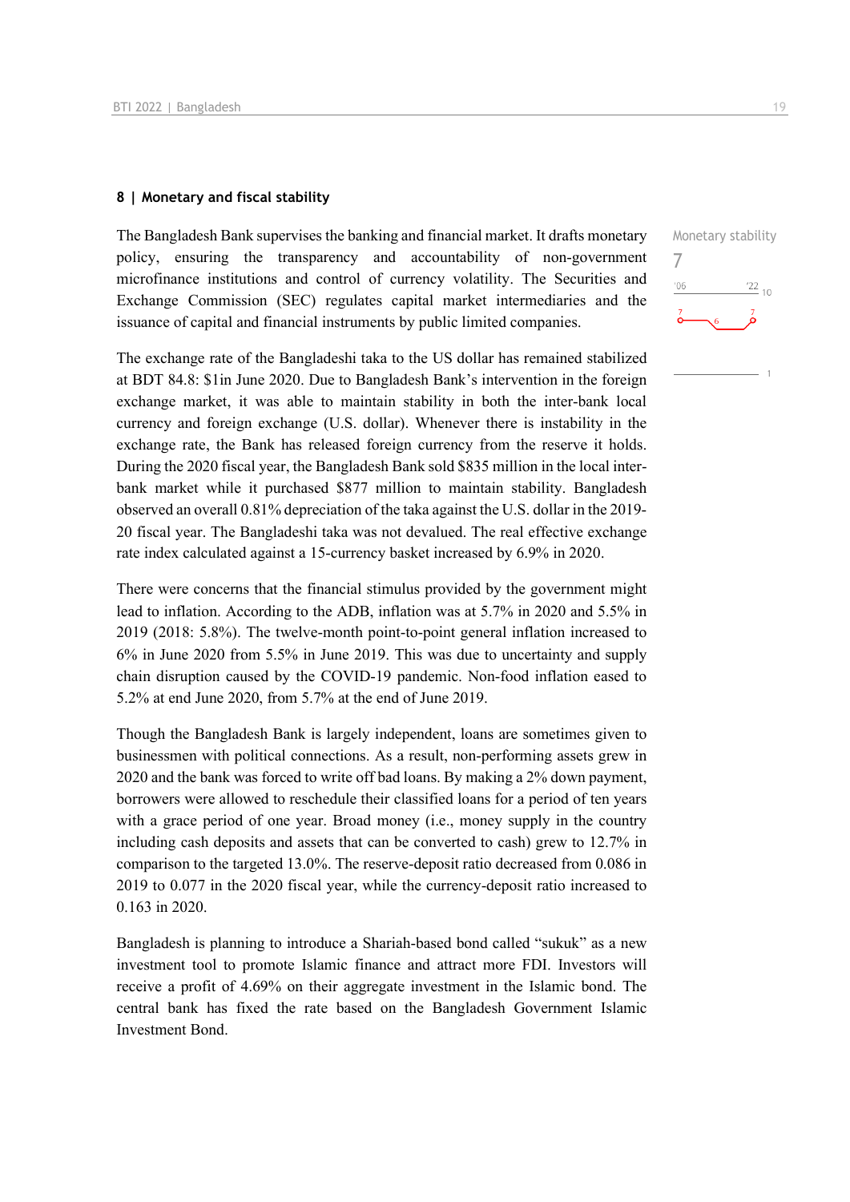## 8 | Monetary and fiscal stability

Monetary stability

7

The Bangladesh Bank supervises the banking and financial market. It drafts monetary policy, ensuring the transparency and accountability of non-government microfinance institutions and control of currency volatility. The Securities and Exchange Commission (SEC) regulates capital market intermediaries and the issuance of capital and financial instruments by public limited companies.

The exchange rate of the Bangladeshi taka to the US dollar has remained stabilized at BDT 84.8: $1in June 2020. Due to Bangladesh Bank's intervention in the foreign exchange market, it was able to maintain stability in both the inter-bank local currency and foreign exchange (U.S. dollar). Whenever there is instability in the exchange rate, the Bank has released foreign currency from the reserve it holds. During the 2020 fiscal year, the Bangladesh Bank sold $835 million in the local inter-bank market while it purchased $877 million to maintain stability. Bangladesh observed an overall 0.81% depreciation of the taka against the U.S. dollar in the 2019-20 fiscal year. The Bangladeshi taka was not devalued. The real effective exchange rate index calculated against a 15-currency basket increased by 6.9% in 2020.

There were concerns that the financial stimulus provided by the government might lead to inflation. According to the ADB, inflation was at 5.7% in 2020 and 5.5% in 2019 (2018: 5.8%). The twelve-month point-to-point general inflation increased to 6% in June 2020 from 5.5% in June 2019. This was due to uncertainty and supply chain disruption caused by the COVID-19 pandemic. Non-food inflation eased to 5.2% at end June 2020, from 5.7% at the end of June 2019.

Though the Bangladesh Bank is largely independent, loans are sometimes given to businessmen with political connections. As a result, non-performing assets grew in 2020 and the bank was forced to write off bad loans. By making a 2% down payment, borrowers were allowed to reschedule their classified loans for a period of ten years with a grace period of one year. Broad money (i.e., money supply in the country including cash deposits and assets that can be converted to cash) grew to 12.7% in comparison to the targeted 13.0%. The reserve-deposit ratio decreased from 0.086 in 2019 to 0.077 in the 2020 fiscal year, while the currency-deposit ratio increased to 0.163 in 2020.

Bangladesh is planning to introduce a Shariah-based bond called "sukuk" as a new investment tool to promote Islamic finance and attract more FDI. Investors will receive a profit of 4.69% on their aggregate investment in the Islamic bond. The central bank has fixed the rate based on the Bangladesh Government Islamic Investment Bond.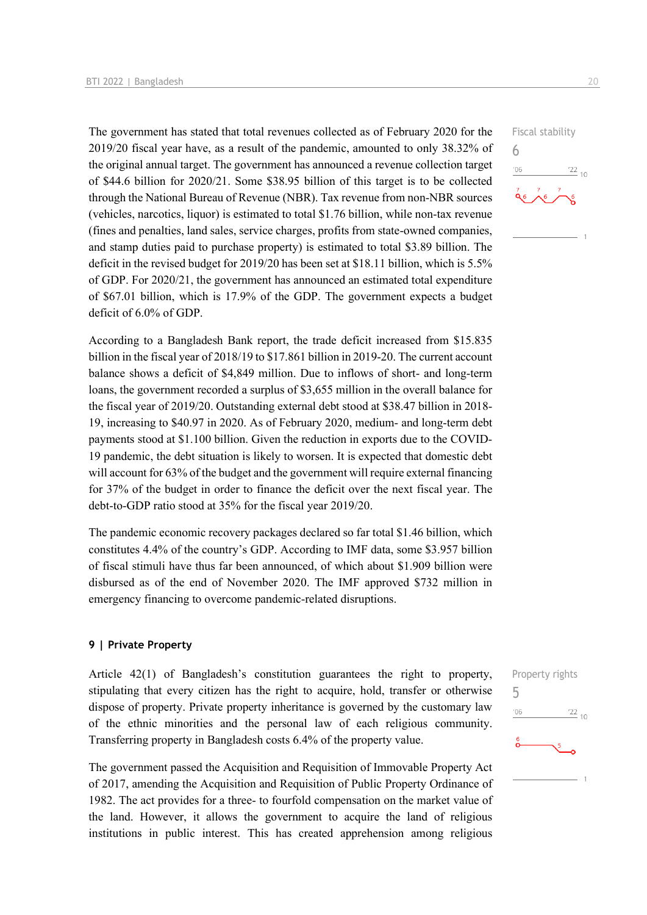The government has stated that total revenues collected as of February 2020 for the 2019/20 fiscal year have, as a result of the pandemic, amounted to only 38.32% of the original annual target. The government has announced a revenue collection target of $44.6 billion for 2020/21. Some $38.95 billion of this target is to be collected through the National Bureau of Revenue (NBR). Tax revenue from non-NBR sources (vehicles, narcotics, liquor) is estimated to total $1.76 billion, while non-tax revenue (fines and penalties, land sales, service charges, profits from state-owned companies, and stamp duties paid to purchase property) is estimated to total $3.89 billion. The deficit in the revised budget for 2019/20 has been set at $18.11 billion, which is 5.5% of GDP. For 2020/21, the government has announced an estimated total expenditure of $67.01 billion, which is 17.9% of the GDP. The government expects a budget deficit of 6.0% of GDP.

Fiscal stability
6

According to a Bangladesh Bank report, the trade deficit increased from $15.835 billion in the fiscal year of 2018/19 to $17.861 billion in 2019-20. The current account balance shows a deficit of $4,849 million. Due to inflows of short- and long-term loans, the government recorded a surplus of $3,655 million in the overall balance for the fiscal year of 2019/20. Outstanding external debt stood at $38.47 billion in 2018-19, increasing to $40.97 in 2020. As of February 2020, medium- and long-term debt payments stood at $1.100 billion. Given the reduction in exports due to the COVID-19 pandemic, the debt situation is likely to worsen. It is expected that domestic debt will account for 63% of the budget and the government will require external financing for 37% of the budget in order to finance the deficit over the next fiscal year. The debt-to-GDP ratio stood at 35% for the fiscal year 2019/20.

The pandemic economic recovery packages declared so far total $1.46 billion, which constitutes 4.4% of the country's GDP. According to IMF data, some $3.957 billion of fiscal stimuli have thus far been announced, of which about $1.909 billion were disbursed as of the end of November 2020. The IMF approved $732 million in emergency financing to overcome pandemic-related disruptions.

## 9 | Private Property

Article 42(1) of Bangladesh's constitution guarantees the right to property, stipulating that every citizen has the right to acquire, hold, transfer or otherwise dispose of property. Private property inheritance is governed by the customary law of the ethnic minorities and the personal law of each religious community. Transferring property in Bangladesh costs 6.4% of the property value.

Property rights
5

The government passed the Acquisition and Requisition of Immovable Property Act of 2017, amending the Acquisition and Requisition of Public Property Ordinance of 1982. The act provides for a three- to fourfold compensation on the market value of the land. However, it allows the government to acquire the land of religious institutions in public interest. This has created apprehension among religious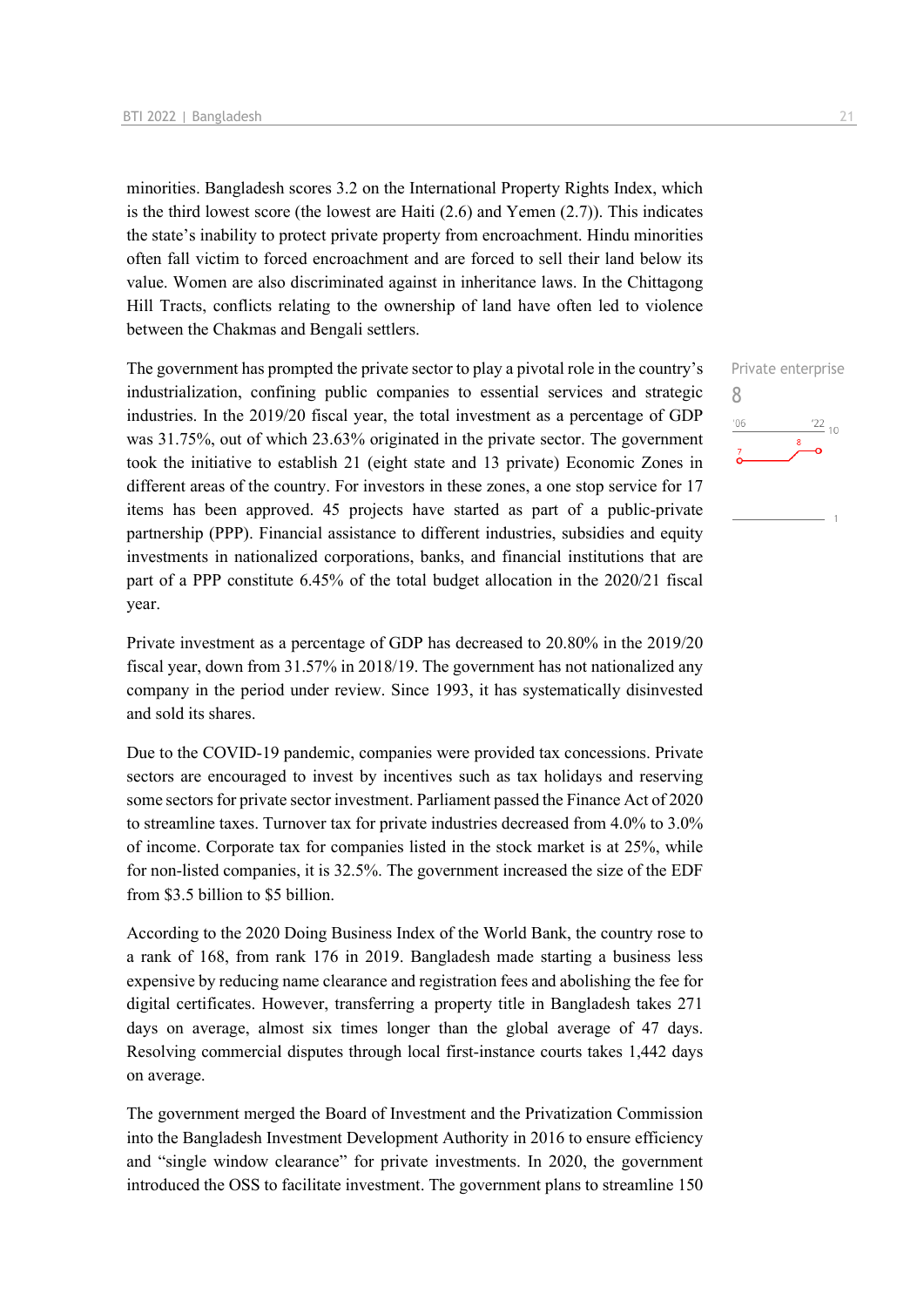minorities. Bangladesh scores 3.2 on the International Property Rights Index, which is the third lowest score (the lowest are Haiti (2.6) and Yemen (2.7)). This indicates the state's inability to protect private property from encroachment. Hindu minorities often fall victim to forced encroachment and are forced to sell their land below its value. Women are also discriminated against in inheritance laws. In the Chittagong Hill Tracts, conflicts relating to the ownership of land have often led to violence between the Chakmas and Bengali settlers.

Private enterprise
8

The government has prompted the private sector to play a pivotal role in the country's industrialization, confining public companies to essential services and strategic industries. In the 2019/20 fiscal year, the total investment as a percentage of GDP was 31.75%, out of which 23.63% originated in the private sector. The government took the initiative to establish 21 (eight state and 13 private) Economic Zones in different areas of the country. For investors in these zones, a one stop service for 17 items has been approved. 45 projects have started as part of a public-private partnership (PPP). Financial assistance to different industries, subsidies and equity investments in nationalized corporations, banks, and financial institutions that are part of a PPP constitute 6.45% of the total budget allocation in the 2020/21 fiscal year.

Private investment as a percentage of GDP has decreased to 20.80% in the 2019/20 fiscal year, down from 31.57% in 2018/19. The government has not nationalized any company in the period under review. Since 1993, it has systematically disinvested and sold its shares.

Due to the COVID-19 pandemic, companies were provided tax concessions. Private sectors are encouraged to invest by incentives such as tax holidays and reserving some sectors for private sector investment. Parliament passed the Finance Act of 2020 to streamline taxes. Turnover tax for private industries decreased from 4.0% to 3.0% of income. Corporate tax for companies listed in the stock market is at 25%, while for non-listed companies, it is 32.5%. The government increased the size of the EDF from \$3.5 billion to \$5 billion.

According to the 2020 Doing Business Index of the World Bank, the country rose to a rank of 168, from rank 176 in 2019. Bangladesh made starting a business less expensive by reducing name clearance and registration fees and abolishing the fee for digital certificates. However, transferring a property title in Bangladesh takes 271 days on average, almost six times longer than the global average of 47 days. Resolving commercial disputes through local first-instance courts takes 1,442 days on average.

The government merged the Board of Investment and the Privatization Commission into the Bangladesh Investment Development Authority in 2016 to ensure efficiency and "single window clearance" for private investments. In 2020, the government introduced the OSS to facilitate investment. The government plans to streamline 150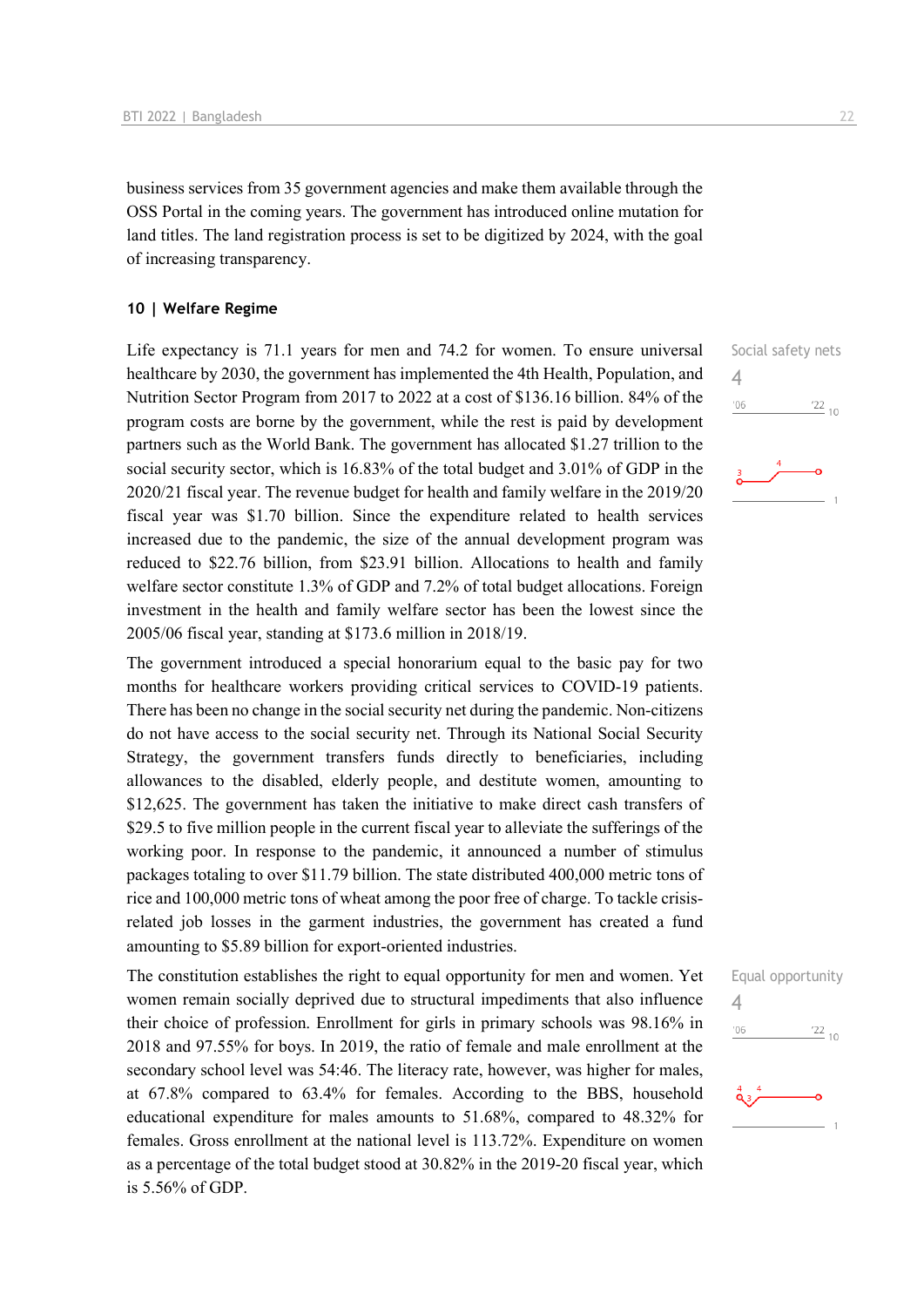business services from 35 government agencies and make them available through the OSS Portal in the coming years. The government has introduced online mutation for land titles. The land registration process is set to be digitized by 2024, with the goal of increasing transparency.

## 10 | Welfare Regime

Social safety nets
4

Life expectancy is 71.1 years for men and 74.2 for women. To ensure universal healthcare by 2030, the government has implemented the 4th Health, Population, and Nutrition Sector Program from 2017 to 2022 at a cost of $136.16 billion. 84% of the program costs are borne by the government, while the rest is paid by development partners such as the World Bank. The government has allocated $1.27 trillion to the social security sector, which is 16.83% of the total budget and 3.01% of GDP in the 2020/21 fiscal year. The revenue budget for health and family welfare in the 2019/20 fiscal year was $1.70 billion. Since the expenditure related to health services increased due to the pandemic, the size of the annual development program was reduced to $22.76 billion, from $23.91 billion. Allocations to health and family welfare sector constitute 1.3% of GDP and 7.2% of total budget allocations. Foreign investment in the health and family welfare sector has been the lowest since the 2005/06 fiscal year, standing at $173.6 million in 2018/19.

The government introduced a special honorarium equal to the basic pay for two months for healthcare workers providing critical services to COVID-19 patients. There has been no change in the social security net during the pandemic. Non-citizens do not have access to the social security net. Through its National Social Security Strategy, the government transfers funds directly to beneficiaries, including allowances to the disabled, elderly people, and destitute women, amounting to $12,625. The government has taken the initiative to make direct cash transfers of $29.5 to five million people in the current fiscal year to alleviate the sufferings of the working poor. In response to the pandemic, it announced a number of stimulus packages totaling to over $11.79 billion. The state distributed 400,000 metric tons of rice and 100,000 metric tons of wheat among the poor free of charge. To tackle crisis-related job losses in the garment industries, the government has created a fund amounting to $5.89 billion for export-oriented industries.

Equal opportunity
4

The constitution establishes the right to equal opportunity for men and women. Yet women remain socially deprived due to structural impediments that also influence their choice of profession. Enrollment for girls in primary schools was 98.16% in 2018 and 97.55% for boys. In 2019, the ratio of female and male enrollment at the secondary school level was 54:46. The literacy rate, however, was higher for males, at 67.8% compared to 63.4% for females. According to the BBS, household educational expenditure for males amounts to 51.68%, compared to 48.32% for females. Gross enrollment at the national level is 113.72%. Expenditure on women as a percentage of the total budget stood at 30.82% in the 2019-20 fiscal year, which is 5.56% of GDP.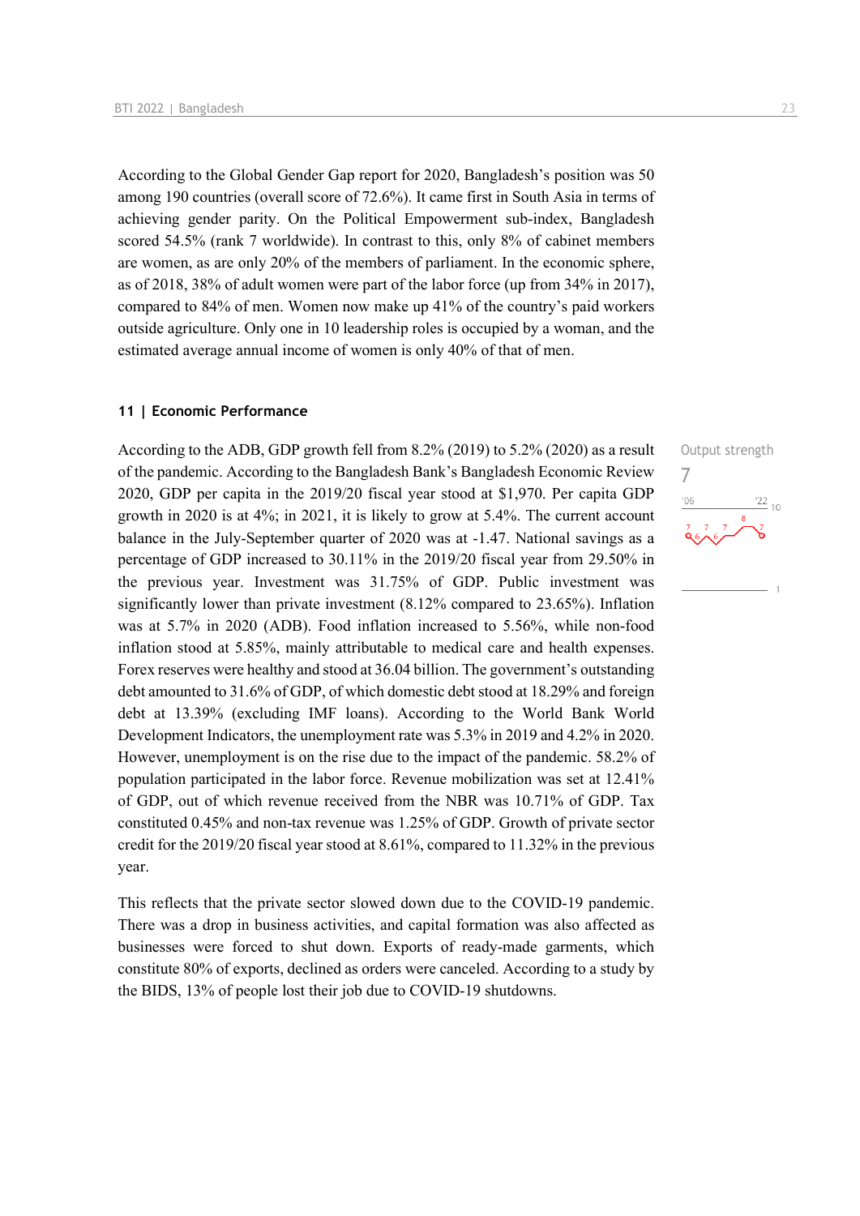According to the Global Gender Gap report for 2020, Bangladesh's position was 50 among 190 countries (overall score of 72.6%). It came first in South Asia in terms of achieving gender parity. On the Political Empowerment sub-index, Bangladesh scored 54.5% (rank 7 worldwide). In contrast to this, only 8% of cabinet members are women, as are only 20% of the members of parliament. In the economic sphere, as of 2018, 38% of adult women were part of the labor force (up from 34% in 2017), compared to 84% of men. Women now make up 41% of the country's paid workers outside agriculture. Only one in 10 leadership roles is occupied by a woman, and the estimated average annual income of women is only 40% of that of men.

## 11 | Economic Performance

Output strength

7

According to the ADB, GDP growth fell from 8.2% (2019) to 5.2% (2020) as a result of the pandemic. According to the Bangladesh Bank's Bangladesh Economic Review 2020, GDP per capita in the 2019/20 fiscal year stood at $1,970. Per capita GDP growth in 2020 is at 4%; in 2021, it is likely to grow at 5.4%. The current account balance in the July-September quarter of 2020 was at -1.47. National savings as a percentage of GDP increased to 30.11% in the 2019/20 fiscal year from 29.50% in the previous year. Investment was 31.75% of GDP. Public investment was significantly lower than private investment (8.12% compared to 23.65%). Inflation was at 5.7% in 2020 (ADB). Food inflation increased to 5.56%, while non-food inflation stood at 5.85%, mainly attributable to medical care and health expenses. Forex reserves were healthy and stood at 36.04 billion. The government's outstanding debt amounted to 31.6% of GDP, of which domestic debt stood at 18.29% and foreign debt at 13.39% (excluding IMF loans). According to the World Bank World Development Indicators, the unemployment rate was 5.3% in 2019 and 4.2% in 2020. However, unemployment is on the rise due to the impact of the pandemic. 58.2% of population participated in the labor force. Revenue mobilization was set at 12.41% of GDP, out of which revenue received from the NBR was 10.71% of GDP. Tax constituted 0.45% and non-tax revenue was 1.25% of GDP. Growth of private sector credit for the 2019/20 fiscal year stood at 8.61%, compared to 11.32% in the previous year.

This reflects that the private sector slowed down due to the COVID-19 pandemic. There was a drop in business activities, and capital formation was also affected as businesses were forced to shut down. Exports of ready-made garments, which constitute 80% of exports, declined as orders were canceled. According to a study by the BIDS, 13% of people lost their job due to COVID-19 shutdowns.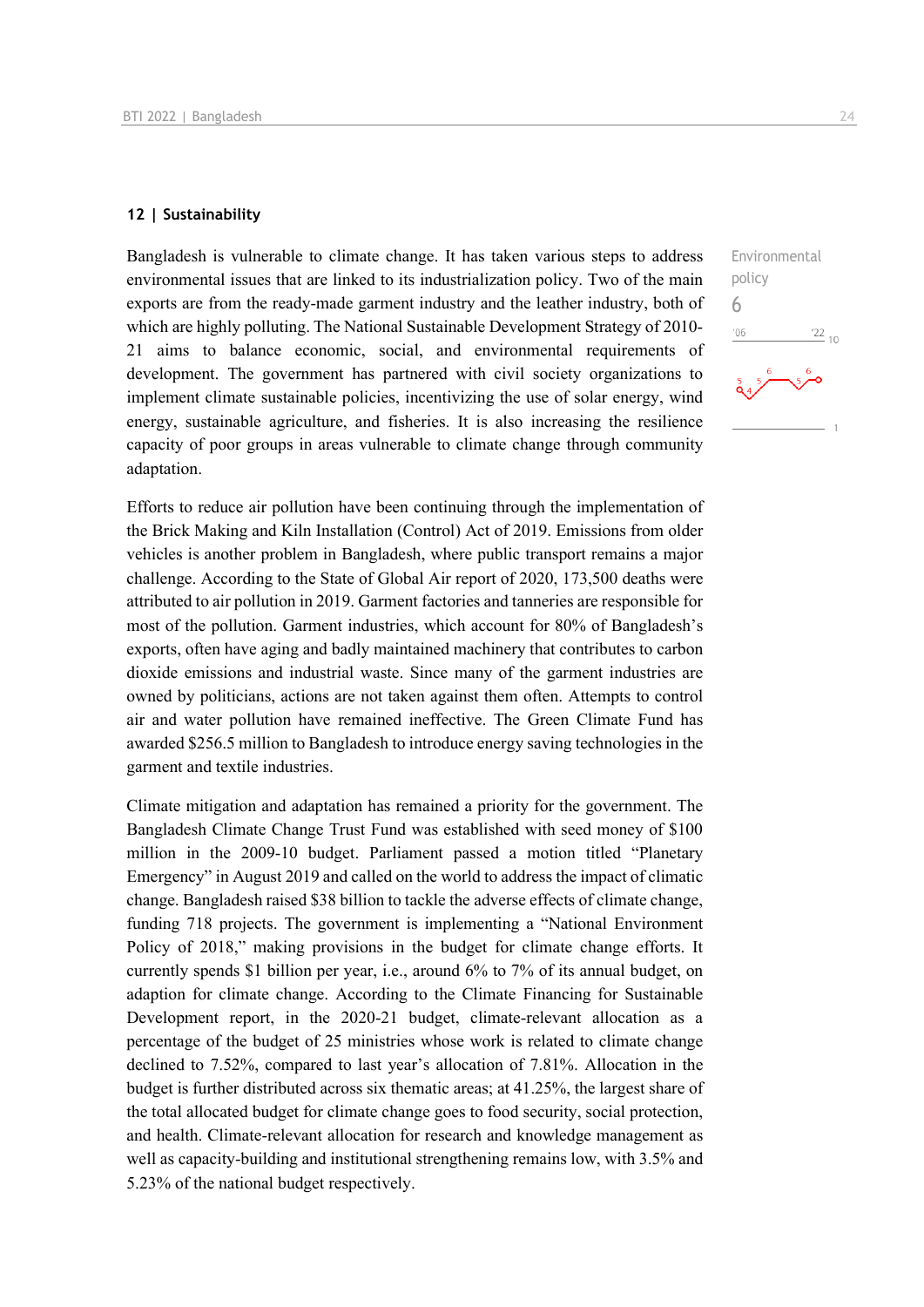## 12 | Sustainability

Environmental policy

6

Bangladesh is vulnerable to climate change. It has taken various steps to address environmental issues that are linked to its industrialization policy. Two of the main exports are from the ready-made garment industry and the leather industry, both of which are highly polluting. The National Sustainable Development Strategy of 2010-21 aims to balance economic, social, and environmental requirements of development. The government has partnered with civil society organizations to implement climate sustainable policies, incentivizing the use of solar energy, wind energy, sustainable agriculture, and fisheries. It is also increasing the resilience capacity of poor groups in areas vulnerable to climate change through community adaptation.

Efforts to reduce air pollution have been continuing through the implementation of the Brick Making and Kiln Installation (Control) Act of 2019. Emissions from older vehicles is another problem in Bangladesh, where public transport remains a major challenge. According to the State of Global Air report of 2020, 173,500 deaths were attributed to air pollution in 2019. Garment factories and tanneries are responsible for most of the pollution. Garment industries, which account for 80% of Bangladesh's exports, often have aging and badly maintained machinery that contributes to carbon dioxide emissions and industrial waste. Since many of the garment industries are owned by politicians, actions are not taken against them often. Attempts to control air and water pollution have remained ineffective. The Green Climate Fund has awarded $256.5 million to Bangladesh to introduce energy saving technologies in the garment and textile industries.

Climate mitigation and adaptation has remained a priority for the government. The Bangladesh Climate Change Trust Fund was established with seed money of $100 million in the 2009-10 budget. Parliament passed a motion titled "Planetary Emergency" in August 2019 and called on the world to address the impact of climatic change. Bangladesh raised $38 billion to tackle the adverse effects of climate change, funding 718 projects. The government is implementing a "National Environment Policy of 2018," making provisions in the budget for climate change efforts. It currently spends $1 billion per year, i.e., around 6% to 7% of its annual budget, on adaption for climate change. According to the Climate Financing for Sustainable Development report, in the 2020-21 budget, climate-relevant allocation as a percentage of the budget of 25 ministries whose work is related to climate change declined to 7.52%, compared to last year's allocation of 7.81%. Allocation in the budget is further distributed across six thematic areas; at 41.25%, the largest share of the total allocated budget for climate change goes to food security, social protection, and health. Climate-relevant allocation for research and knowledge management as well as capacity-building and institutional strengthening remains low, with 3.5% and 5.23% of the national budget respectively.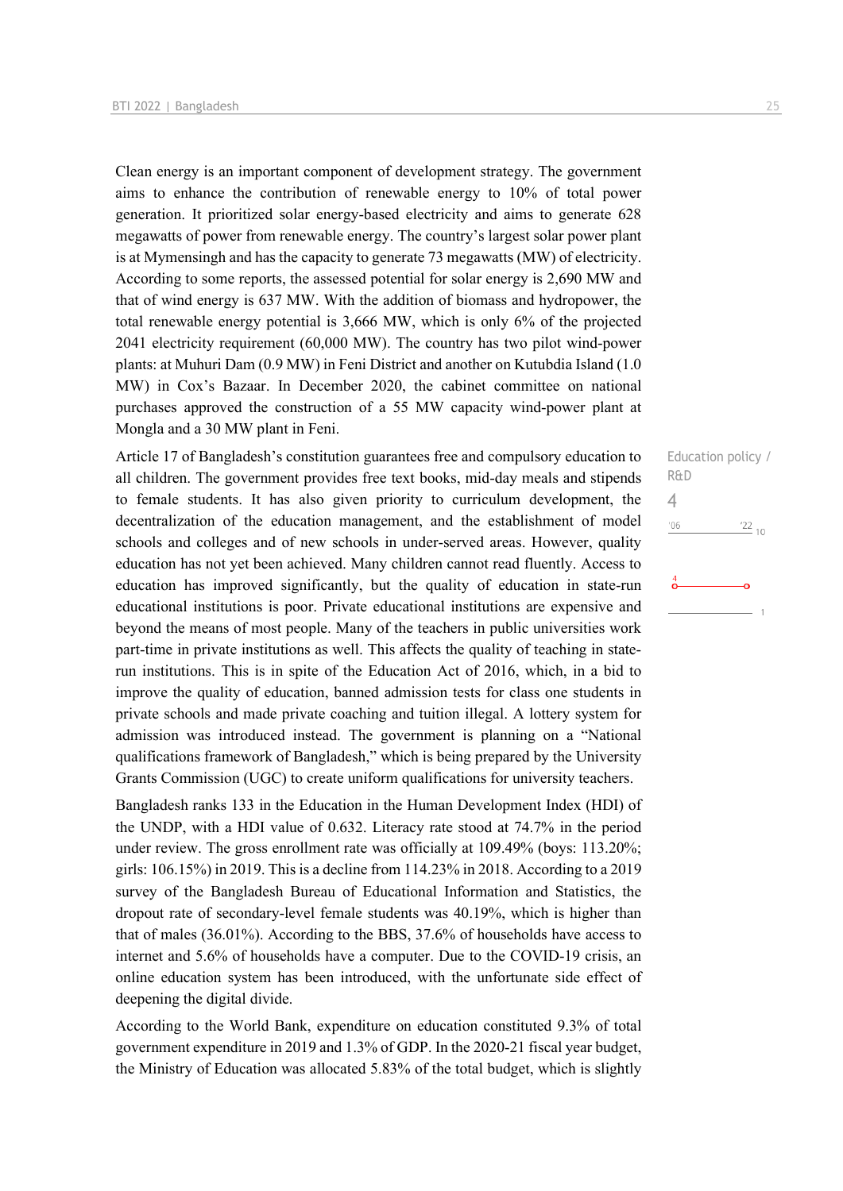Clean energy is an important component of development strategy. The government aims to enhance the contribution of renewable energy to 10% of total power generation. It prioritized solar energy-based electricity and aims to generate 628 megawatts of power from renewable energy. The country's largest solar power plant is at Mymensingh and has the capacity to generate 73 megawatts (MW) of electricity. According to some reports, the assessed potential for solar energy is 2,690 MW and that of wind energy is 637 MW. With the addition of biomass and hydropower, the total renewable energy potential is 3,666 MW, which is only 6% of the projected 2041 electricity requirement (60,000 MW). The country has two pilot wind-power plants: at Muhuri Dam (0.9 MW) in Feni District and another on Kutubdia Island (1.0 MW) in Cox's Bazaar. In December 2020, the cabinet committee on national purchases approved the construction of a 55 MW capacity wind-power plant at Mongla and a 30 MW plant in Feni.

Education policy / R&D

4

Article 17 of Bangladesh's constitution guarantees free and compulsory education to all children. The government provides free text books, mid-day meals and stipends to female students. It has also given priority to curriculum development, the decentralization of the education management, and the establishment of model schools and colleges and of new schools in under-served areas. However, quality education has not yet been achieved. Many children cannot read fluently. Access to education has improved significantly, but the quality of education in state-run educational institutions is poor. Private educational institutions are expensive and beyond the means of most people. Many of the teachers in public universities work part-time in private institutions as well. This affects the quality of teaching in state-run institutions. This is in spite of the Education Act of 2016, which, in a bid to improve the quality of education, banned admission tests for class one students in private schools and made private coaching and tuition illegal. A lottery system for admission was introduced instead. The government is planning on a "National qualifications framework of Bangladesh," which is being prepared by the University Grants Commission (UGC) to create uniform qualifications for university teachers.

Bangladesh ranks 133 in the Education in the Human Development Index (HDI) of the UNDP, with a HDI value of 0.632. Literacy rate stood at 74.7% in the period under review. The gross enrollment rate was officially at 109.49% (boys: 113.20%; girls: 106.15%) in 2019. This is a decline from 114.23% in 2018. According to a 2019 survey of the Bangladesh Bureau of Educational Information and Statistics, the dropout rate of secondary-level female students was 40.19%, which is higher than that of males (36.01%). According to the BBS, 37.6% of households have access to internet and 5.6% of households have a computer. Due to the COVID-19 crisis, an online education system has been introduced, with the unfortunate side effect of deepening the digital divide.

According to the World Bank, expenditure on education constituted 9.3% of total government expenditure in 2019 and 1.3% of GDP. In the 2020-21 fiscal year budget, the Ministry of Education was allocated 5.83% of the total budget, which is slightly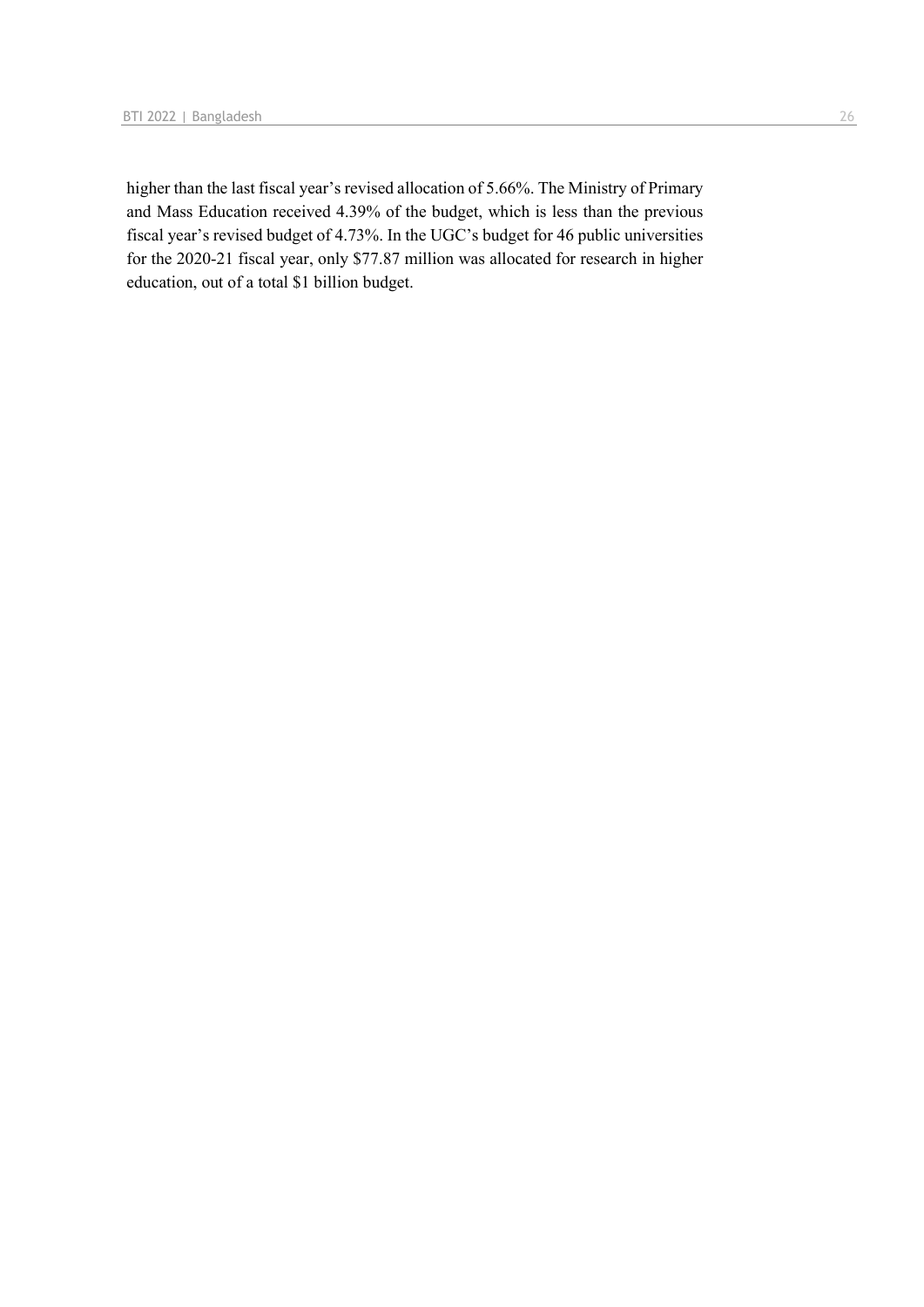higher than the last fiscal year's revised allocation of 5.66%. The Ministry of Primary and Mass Education received 4.39% of the budget, which is less than the previous fiscal year's revised budget of 4.73%. In the UGC's budget for 46 public universities for the 2020-21 fiscal year, only $77.87 million was allocated for research in higher education, out of a total $1 billion budget.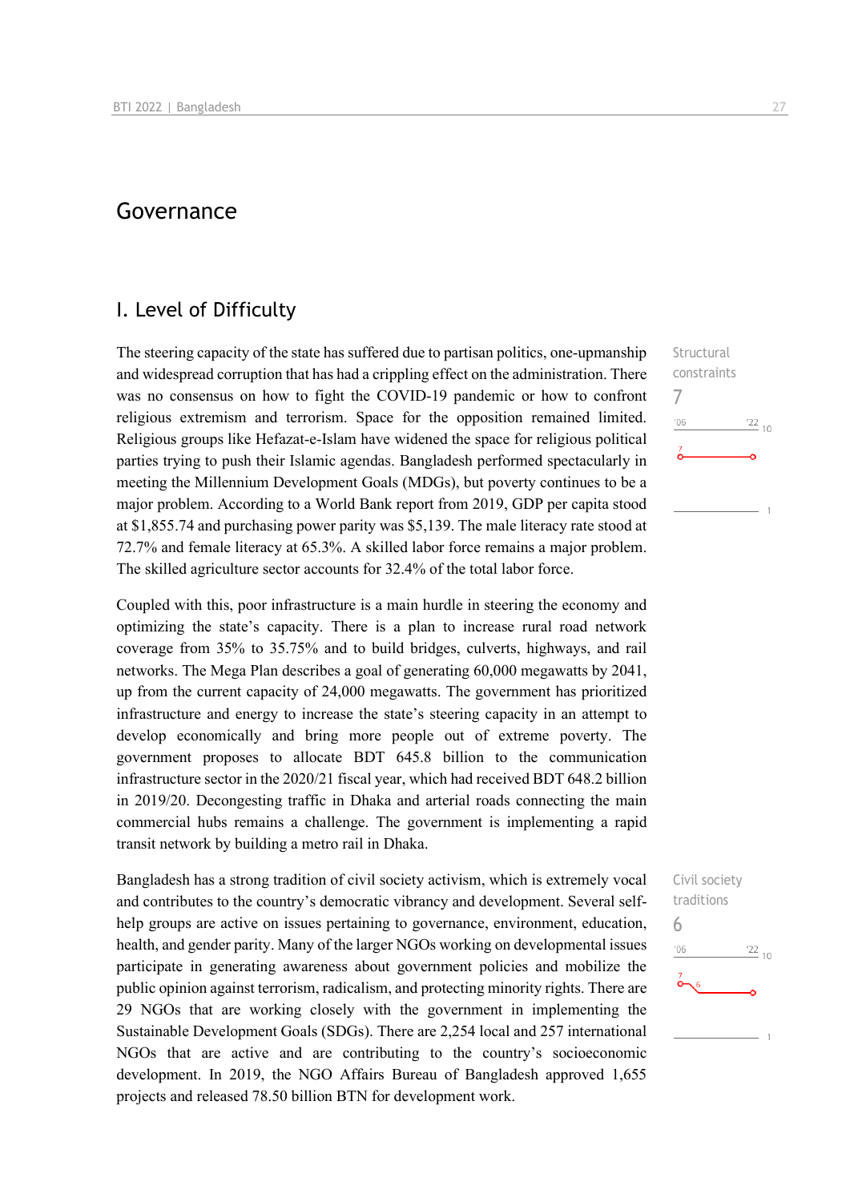# Governance

## I. Level of Difficulty

Structural constraints

7

The steering capacity of the state has suffered due to partisan politics, one-upmanship and widespread corruption that has had a crippling effect on the administration. There was no consensus on how to fight the COVID-19 pandemic or how to confront religious extremism and terrorism. Space for the opposition remained limited. Religious groups like Hefazat-e-Islam have widened the space for religious political parties trying to push their Islamic agendas. Bangladesh performed spectacularly in meeting the Millennium Development Goals (MDGs), but poverty continues to be a major problem. According to a World Bank report from 2019, GDP per capita stood at $1,855.74 and purchasing power parity was $5,139. The male literacy rate stood at 72.7% and female literacy at 65.3%. A skilled labor force remains a major problem. The skilled agriculture sector accounts for 32.4% of the total labor force.

Coupled with this, poor infrastructure is a main hurdle in steering the economy and optimizing the state's capacity. There is a plan to increase rural road network coverage from 35% to 35.75% and to build bridges, culverts, highways, and rail networks. The Mega Plan describes a goal of generating 60,000 megawatts by 2041, up from the current capacity of 24,000 megawatts. The government has prioritized infrastructure and energy to increase the state's steering capacity in an attempt to develop economically and bring more people out of extreme poverty. The government proposes to allocate BDT 645.8 billion to the communication infrastructure sector in the 2020/21 fiscal year, which had received BDT 648.2 billion in 2019/20. Decongesting traffic in Dhaka and arterial roads connecting the main commercial hubs remains a challenge. The government is implementing a rapid transit network by building a metro rail in Dhaka.

Civil society traditions

6

Bangladesh has a strong tradition of civil society activism, which is extremely vocal and contributes to the country's democratic vibrancy and development. Several self-help groups are active on issues pertaining to governance, environment, education, health, and gender parity. Many of the larger NGOs working on developmental issues participate in generating awareness about government policies and mobilize the public opinion against terrorism, radicalism, and protecting minority rights. There are 29 NGOs that are working closely with the government in implementing the Sustainable Development Goals (SDGs). There are 2,254 local and 257 international NGOs that are active and are contributing to the country's socioeconomic development. In 2019, the NGO Affairs Bureau of Bangladesh approved 1,655 projects and released 78.50 billion BTN for development work.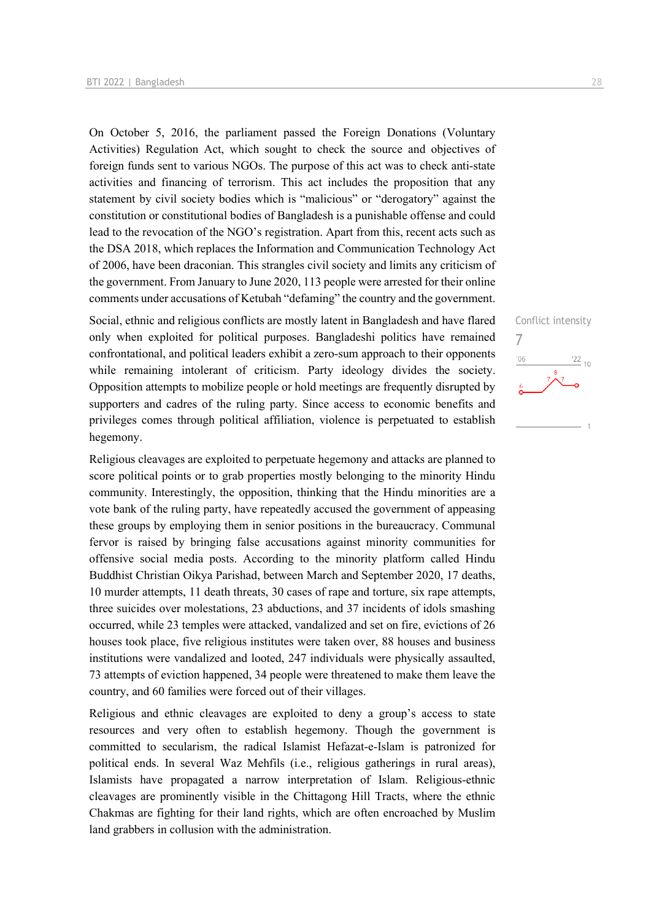On October 5, 2016, the parliament passed the Foreign Donations (Voluntary Activities) Regulation Act, which sought to check the source and objectives of foreign funds sent to various NGOs. The purpose of this act was to check anti-state activities and financing of terrorism. This act includes the proposition that any statement by civil society bodies which is "malicious" or "derogatory" against the constitution or constitutional bodies of Bangladesh is a punishable offense and could lead to the revocation of the NGO's registration. Apart from this, recent acts such as the DSA 2018, which replaces the Information and Communication Technology Act of 2006, have been draconian. This strangles civil society and limits any criticism of the government. From January to June 2020, 113 people were arrested for their online comments under accusations of Ketubah "defaming" the country and the government.

Conflict intensity

7

Social, ethnic and religious conflicts are mostly latent in Bangladesh and have flared only when exploited for political purposes. Bangladeshi politics have remained confrontational, and political leaders exhibit a zero-sum approach to their opponents while remaining intolerant of criticism. Party ideology divides the society. Opposition attempts to mobilize people or hold meetings are frequently disrupted by supporters and cadres of the ruling party. Since access to economic benefits and privileges comes through political affiliation, violence is perpetuated to establish hegemony.

Religious cleavages are exploited to perpetuate hegemony and attacks are planned to score political points or to grab properties mostly belonging to the minority Hindu community. Interestingly, the opposition, thinking that the Hindu minorities are a vote bank of the ruling party, have repeatedly accused the government of appeasing these groups by employing them in senior positions in the bureaucracy. Communal fervor is raised by bringing false accusations against minority communities for offensive social media posts. According to the minority platform called Hindu Buddhist Christian Oikya Parishad, between March and September 2020, 17 deaths, 10 murder attempts, 11 death threats, 30 cases of rape and torture, six rape attempts, three suicides over molestations, 23 abductions, and 37 incidents of idols smashing occurred, while 23 temples were attacked, vandalized and set on fire, evictions of 26 houses took place, five religious institutes were taken over, 88 houses and business institutions were vandalized and looted, 247 individuals were physically assaulted, 73 attempts of eviction happened, 34 people were threatened to make them leave the country, and 60 families were forced out of their villages.

Religious and ethnic cleavages are exploited to deny a group's access to state resources and very often to establish hegemony. Though the government is committed to secularism, the radical Islamist Hefazat-e-Islam is patronized for political ends. In several Waz Mehfils (i.e., religious gatherings in rural areas), Islamists have propagated a narrow interpretation of Islam. Religious-ethnic cleavages are prominently visible in the Chittagong Hill Tracts, where the ethnic Chakmas are fighting for their land rights, which are often encroached by Muslim land grabbers in collusion with the administration.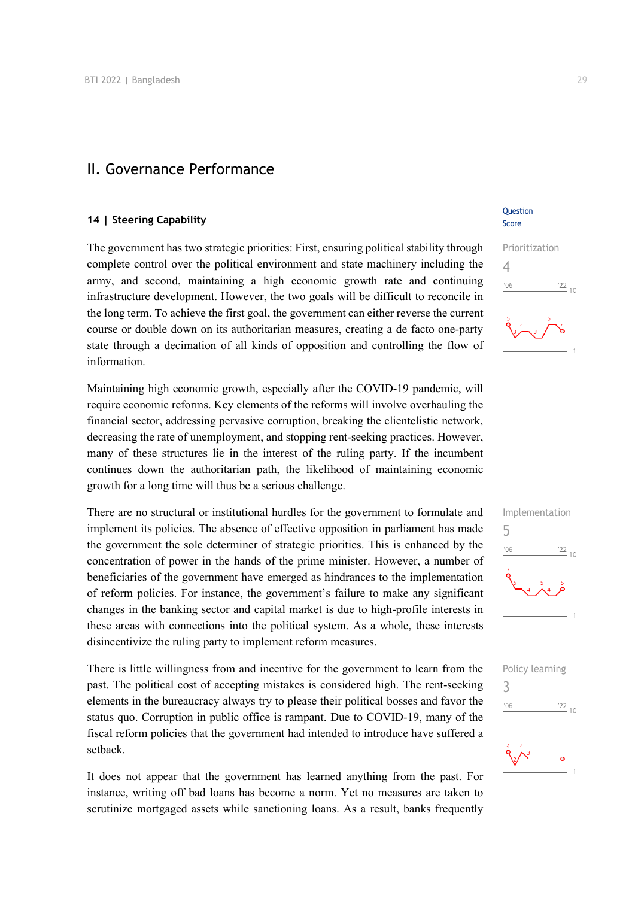## II. Governance Performance

### 14 | Steering Capability

Question Score

**Prioritization**
4

The government has two strategic priorities: First, ensuring political stability through complete control over the political environment and state machinery including the army, and second, maintaining a high economic growth rate and continuing infrastructure development. However, the two goals will be difficult to reconcile in the long term. To achieve the first goal, the government can either reverse the current course or double down on its authoritarian measures, creating a de facto one-party state through a decimation of all kinds of opposition and controlling the flow of information.

Maintaining high economic growth, especially after the COVID-19 pandemic, will require economic reforms. Key elements of the reforms will involve overhauling the financial sector, addressing pervasive corruption, breaking the clientelistic network, decreasing the rate of unemployment, and stopping rent-seeking practices. However, many of these structures lie in the interest of the ruling party. If the incumbent continues down the authoritarian path, the likelihood of maintaining economic growth for a long time will thus be a serious challenge.

**Implementation**
5

There are no structural or institutional hurdles for the government to formulate and implement its policies. The absence of effective opposition in parliament has made the government the sole determiner of strategic priorities. This is enhanced by the concentration of power in the hands of the prime minister. However, a number of beneficiaries of the government have emerged as hindrances to the implementation of reform policies. For instance, the government's failure to make any significant changes in the banking sector and capital market is due to high-profile interests in these areas with connections into the political system. As a whole, these interests disincentivize the ruling party to implement reform measures.

**Policy learning**
3

There is little willingness from and incentive for the government to learn from the past. The political cost of accepting mistakes is considered high. The rent-seeking elements in the bureaucracy always try to please their political bosses and favor the status quo. Corruption in public office is rampant. Due to COVID-19, many of the fiscal reform policies that the government had intended to introduce have suffered a setback.

It does not appear that the government has learned anything from the past. For instance, writing off bad loans has become a norm. Yet no measures are taken to scrutinize mortgaged assets while sanctioning loans. As a result, banks frequently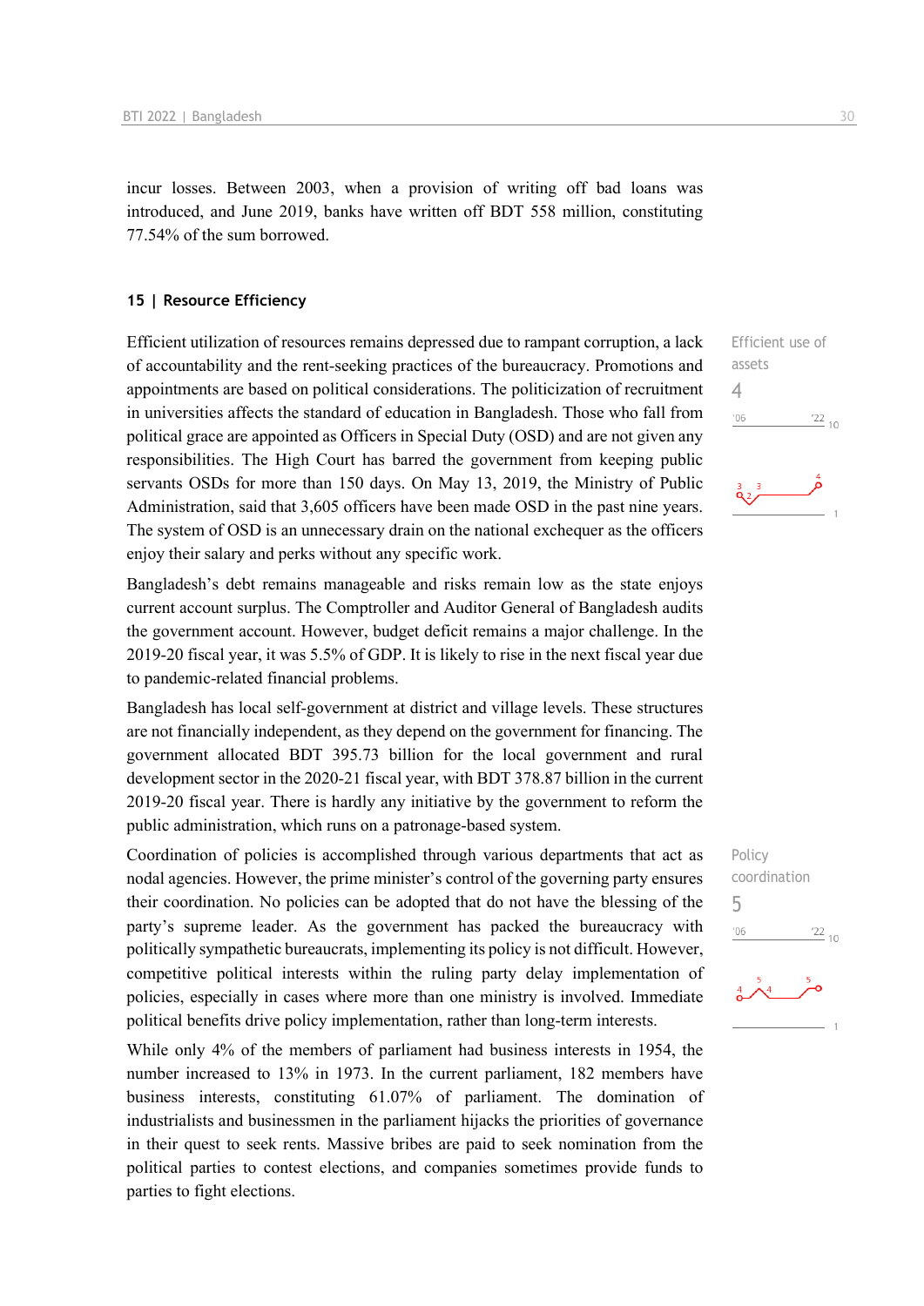incur losses. Between 2003, when a provision of writing off bad loans was introduced, and June 2019, banks have written off BDT 558 million, constituting 77.54% of the sum borrowed.

## 15 | Resource Efficiency

Efficient use of assets
4

Efficient utilization of resources remains depressed due to rampant corruption, a lack of accountability and the rent-seeking practices of the bureaucracy. Promotions and appointments are based on political considerations. The politicization of recruitment in universities affects the standard of education in Bangladesh. Those who fall from political grace are appointed as Officers in Special Duty (OSD) and are not given any responsibilities. The High Court has barred the government from keeping public servants OSDs for more than 150 days. On May 13, 2019, the Ministry of Public Administration, said that 3,605 officers have been made OSD in the past nine years. The system of OSD is an unnecessary drain on the national exchequer as the officers enjoy their salary and perks without any specific work.

Bangladesh's debt remains manageable and risks remain low as the state enjoys current account surplus. The Comptroller and Auditor General of Bangladesh audits the government account. However, budget deficit remains a major challenge. In the 2019-20 fiscal year, it was 5.5% of GDP. It is likely to rise in the next fiscal year due to pandemic-related financial problems.

Bangladesh has local self-government at district and village levels. These structures are not financially independent, as they depend on the government for financing. The government allocated BDT 395.73 billion for the local government and rural development sector in the 2020-21 fiscal year, with BDT 378.87 billion in the current 2019-20 fiscal year. There is hardly any initiative by the government to reform the public administration, which runs on a patronage-based system.

Policy coordination
5

Coordination of policies is accomplished through various departments that act as nodal agencies. However, the prime minister's control of the governing party ensures their coordination. No policies can be adopted that do not have the blessing of the party's supreme leader. As the government has packed the bureaucracy with politically sympathetic bureaucrats, implementing its policy is not difficult. However, competitive political interests within the ruling party delay implementation of policies, especially in cases where more than one ministry is involved. Immediate political benefits drive policy implementation, rather than long-term interests.

While only 4% of the members of parliament had business interests in 1954, the number increased to 13% in 1973. In the current parliament, 182 members have business interests, constituting 61.07% of parliament. The domination of industrialists and businessmen in the parliament hijacks the priorities of governance in their quest to seek rents. Massive bribes are paid to seek nomination from the political parties to contest elections, and companies sometimes provide funds to parties to fight elections.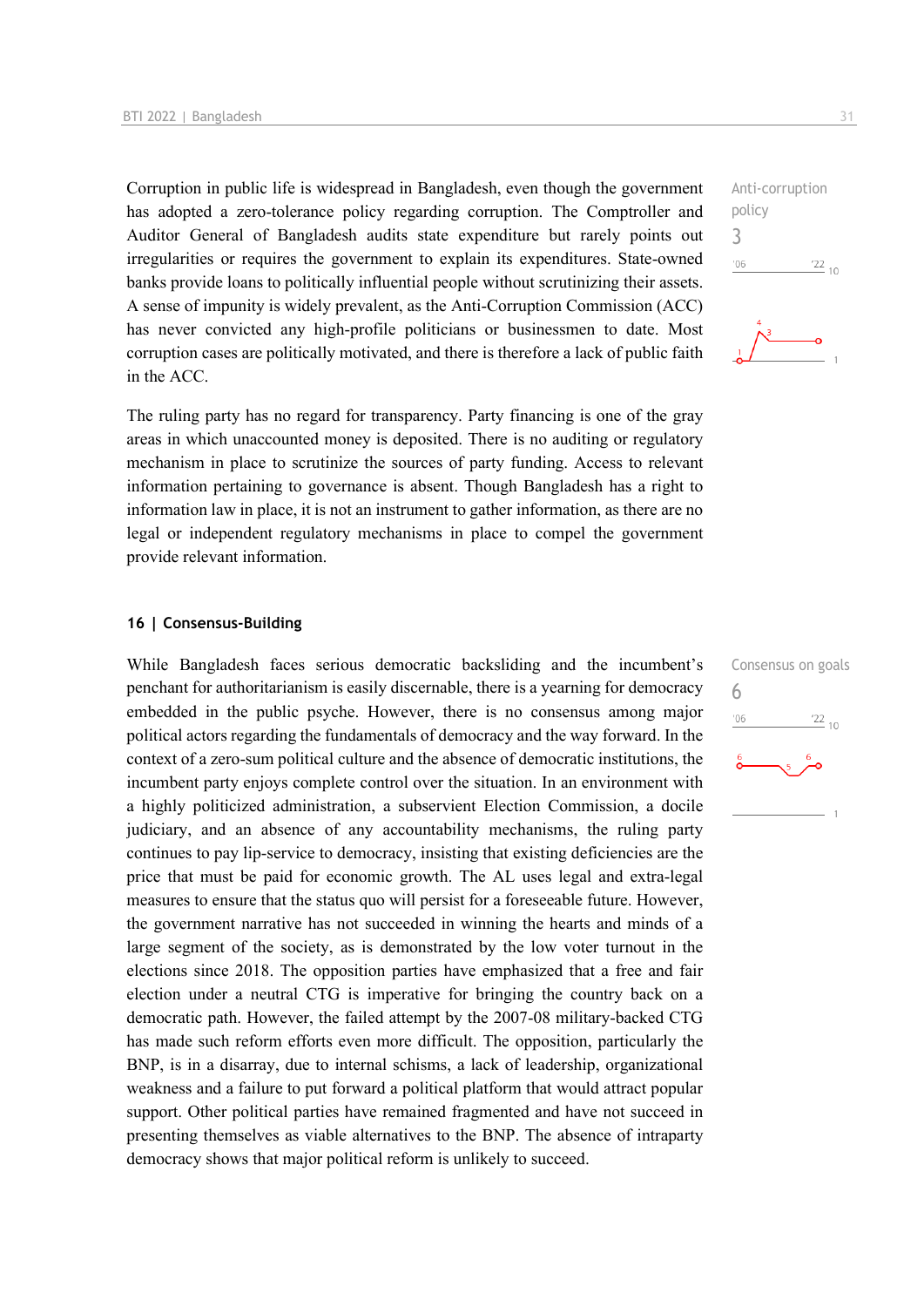Corruption in public life is widespread in Bangladesh, even though the government has adopted a zero-tolerance policy regarding corruption. The Comptroller and Auditor General of Bangladesh audits state expenditure but rarely points out irregularities or requires the government to explain its expenditures. State-owned banks provide loans to politically influential people without scrutinizing their assets. A sense of impunity is widely prevalent, as the Anti-Corruption Commission (ACC) has never convicted any high-profile politicians or businessmen to date. Most corruption cases are politically motivated, and there is therefore a lack of public faith in the ACC.

Anti-corruption policy
3

The ruling party has no regard for transparency. Party financing is one of the gray areas in which unaccounted money is deposited. There is no auditing or regulatory mechanism in place to scrutinize the sources of party funding. Access to relevant information pertaining to governance is absent. Though Bangladesh has a right to information law in place, it is not an instrument to gather information, as there are no legal or independent regulatory mechanisms in place to compel the government provide relevant information.

## 16 | Consensus-Building

While Bangladesh faces serious democratic backsliding and the incumbent's penchant for authoritarianism is easily discernable, there is a yearning for democracy embedded in the public psyche. However, there is no consensus among major political actors regarding the fundamentals of democracy and the way forward. In the context of a zero-sum political culture and the absence of democratic institutions, the incumbent party enjoys complete control over the situation. In an environment with a highly politicized administration, a subservient Election Commission, a docile judiciary, and an absence of any accountability mechanisms, the ruling party continues to pay lip-service to democracy, insisting that existing deficiencies are the price that must be paid for economic growth. The AL uses legal and extra-legal measures to ensure that the status quo will persist for a foreseeable future. However, the government narrative has not succeeded in winning the hearts and minds of a large segment of the society, as is demonstrated by the low voter turnout in the elections since 2018. The opposition parties have emphasized that a free and fair election under a neutral CTG is imperative for bringing the country back on a democratic path. However, the failed attempt by the 2007-08 military-backed CTG has made such reform efforts even more difficult. The opposition, particularly the BNP, is in a disarray, due to internal schisms, a lack of leadership, organizational weakness and a failure to put forward a political platform that would attract popular support. Other political parties have remained fragmented and have not succeed in presenting themselves as viable alternatives to the BNP. The absence of intraparty democracy shows that major political reform is unlikely to succeed.

Consensus on goals
6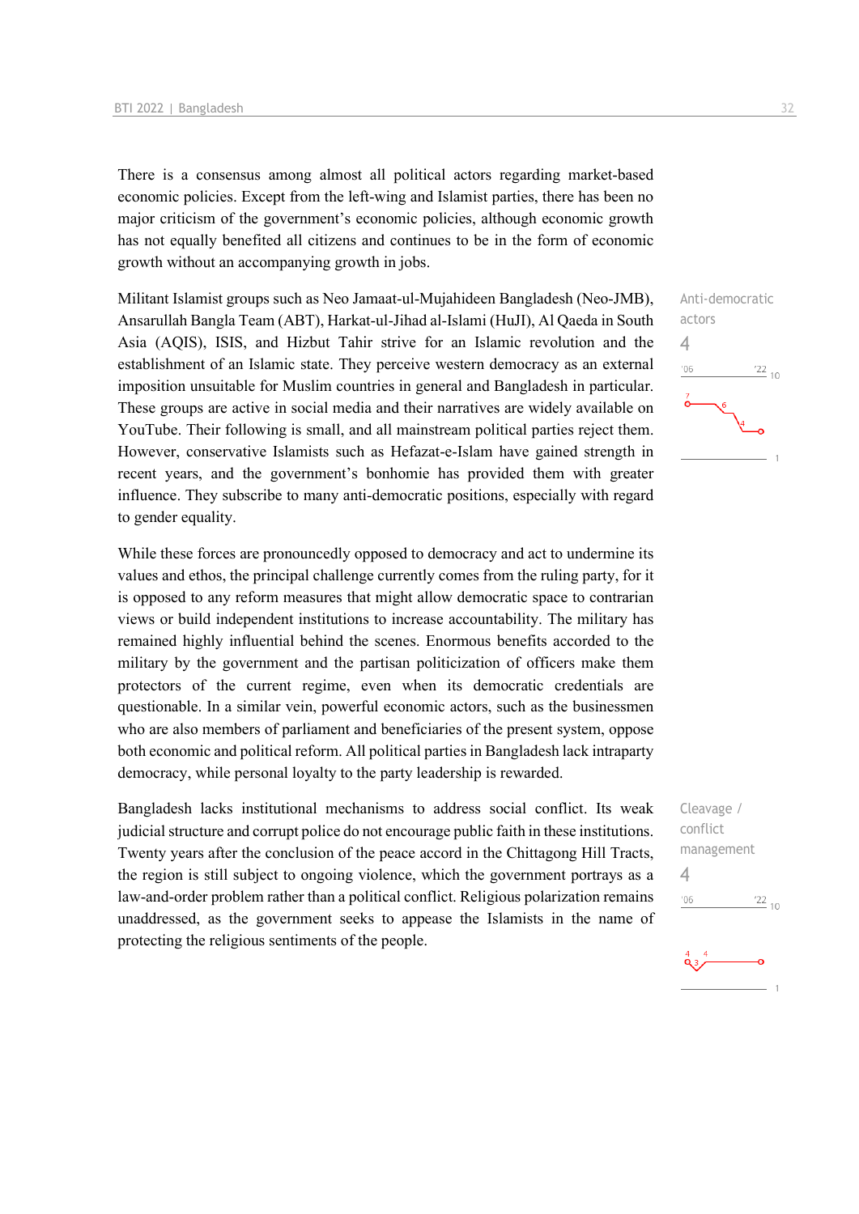There is a consensus among almost all political actors regarding market-based economic policies. Except from the left-wing and Islamist parties, there has been no major criticism of the government's economic policies, although economic growth has not equally benefited all citizens and continues to be in the form of economic growth without an accompanying growth in jobs.

Anti-democratic actors

4

Militant Islamist groups such as Neo Jamaat-ul-Mujahideen Bangladesh (Neo-JMB), Ansarullah Bangla Team (ABT), Harkat-ul-Jihad al-Islami (HuJI), Al Qaeda in South Asia (AQIS), ISIS, and Hizbut Tahir strive for an Islamic revolution and the establishment of an Islamic state. They perceive western democracy as an external imposition unsuitable for Muslim countries in general and Bangladesh in particular. These groups are active in social media and their narratives are widely available on YouTube. Their following is small, and all mainstream political parties reject them. However, conservative Islamists such as Hefazat-e-Islam have gained strength in recent years, and the government's bonhomie has provided them with greater influence. They subscribe to many anti-democratic positions, especially with regard to gender equality.

While these forces are pronouncedly opposed to democracy and act to undermine its values and ethos, the principal challenge currently comes from the ruling party, for it is opposed to any reform measures that might allow democratic space to contrarian views or build independent institutions to increase accountability. The military has remained highly influential behind the scenes. Enormous benefits accorded to the military by the government and the partisan politicization of officers make them protectors of the current regime, even when its democratic credentials are questionable. In a similar vein, powerful economic actors, such as the businessmen who are also members of parliament and beneficiaries of the present system, oppose both economic and political reform. All political parties in Bangladesh lack intraparty democracy, while personal loyalty to the party leadership is rewarded.

Cleavage / conflict management

4

Bangladesh lacks institutional mechanisms to address social conflict. Its weak judicial structure and corrupt police do not encourage public faith in these institutions. Twenty years after the conclusion of the peace accord in the Chittagong Hill Tracts, the region is still subject to ongoing violence, which the government portrays as a law-and-order problem rather than a political conflict. Religious polarization remains unaddressed, as the government seeks to appease the Islamists in the name of protecting the religious sentiments of the people.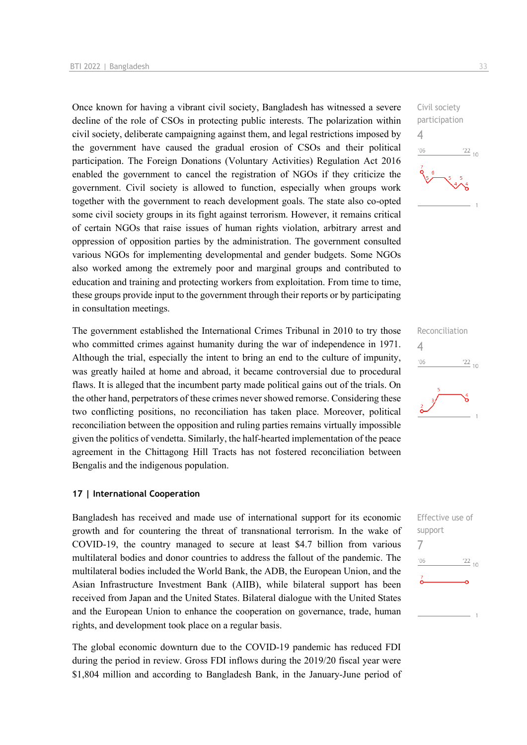Once known for having a vibrant civil society, Bangladesh has witnessed a severe decline of the role of CSOs in protecting public interests. The polarization within civil society, deliberate campaigning against them, and legal restrictions imposed by the government have caused the gradual erosion of CSOs and their political participation. The Foreign Donations (Voluntary Activities) Regulation Act 2016 enabled the government to cancel the registration of NGOs if they criticize the government. Civil society is allowed to function, especially when groups work together with the government to reach development goals. The state also co-opted some civil society groups in its fight against terrorism. However, it remains critical of certain NGOs that raise issues of human rights violation, arbitrary arrest and oppression of opposition parties by the administration. The government consulted various NGOs for implementing developmental and gender budgets. Some NGOs also worked among the extremely poor and marginal groups and contributed to education and training and protecting workers from exploitation. From time to time, these groups provide input to the government through their reports or by participating in consultation meetings.

Civil society participation
4

The government established the International Crimes Tribunal in 2010 to try those who committed crimes against humanity during the war of independence in 1971. Although the trial, especially the intent to bring an end to the culture of impunity, was greatly hailed at home and abroad, it became controversial due to procedural flaws. It is alleged that the incumbent party made political gains out of the trials. On the other hand, perpetrators of these crimes never showed remorse. Considering these two conflicting positions, no reconciliation has taken place. Moreover, political reconciliation between the opposition and ruling parties remains virtually impossible given the politics of vendetta. Similarly, the half-hearted implementation of the peace agreement in the Chittagong Hill Tracts has not fostered reconciliation between Bengalis and the indigenous population.

Reconciliation
4

### 17 | International Cooperation

Bangladesh has received and made use of international support for its economic growth and for countering the threat of transnational terrorism. In the wake of COVID-19, the country managed to secure at least $4.7 billion from various multilateral bodies and donor countries to address the fallout of the pandemic. The multilateral bodies included the World Bank, the ADB, the European Union, and the Asian Infrastructure Investment Bank (AIIB), while bilateral support has been received from Japan and the United States. Bilateral dialogue with the United States and the European Union to enhance the cooperation on governance, trade, human rights, and development took place on a regular basis.

Effective use of support
7

The global economic downturn due to the COVID-19 pandemic has reduced FDI during the period in review. Gross FDI inflows during the 2019/20 fiscal year were $1,804 million and according to Bangladesh Bank, in the January-June period of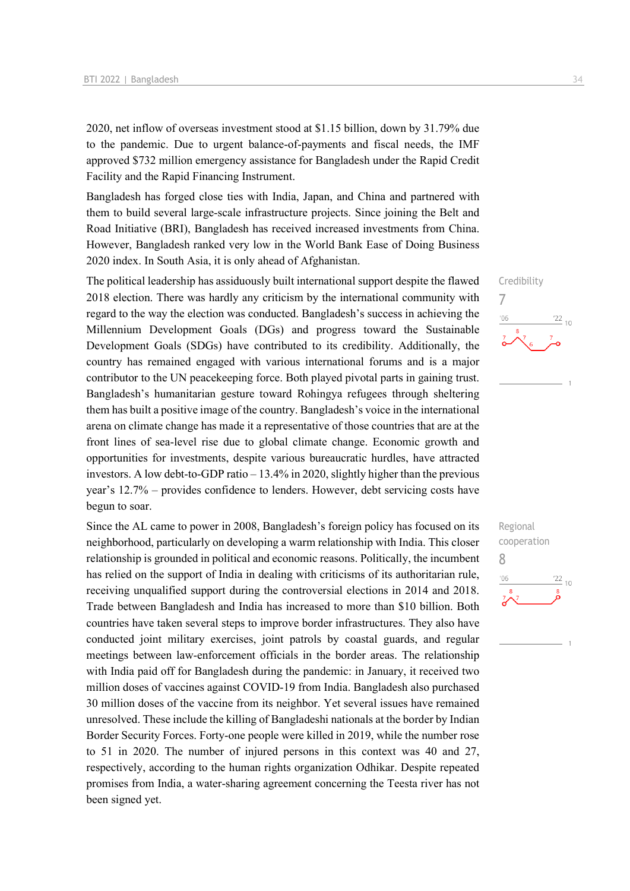2020, net inflow of overseas investment stood at $1.15 billion, down by 31.79% due to the pandemic. Due to urgent balance-of-payments and fiscal needs, the IMF approved $732 million emergency assistance for Bangladesh under the Rapid Credit Facility and the Rapid Financing Instrument.

Bangladesh has forged close ties with India, Japan, and China and partnered with them to build several large-scale infrastructure projects. Since joining the Belt and Road Initiative (BRI), Bangladesh has received increased investments from China. However, Bangladesh ranked very low in the World Bank Ease of Doing Business 2020 index. In South Asia, it is only ahead of Afghanistan.

Credibility
7

The political leadership has assiduously built international support despite the flawed 2018 election. There was hardly any criticism by the international community with regard to the way the election was conducted. Bangladesh's success in achieving the Millennium Development Goals (DGs) and progress toward the Sustainable Development Goals (SDGs) have contributed to its credibility. Additionally, the country has remained engaged with various international forums and is a major contributor to the UN peacekeeping force. Both played pivotal parts in gaining trust. Bangladesh's humanitarian gesture toward Rohingya refugees through sheltering them has built a positive image of the country. Bangladesh's voice in the international arena on climate change has made it a representative of those countries that are at the front lines of sea-level rise due to global climate change. Economic growth and opportunities for investments, despite various bureaucratic hurdles, have attracted investors. A low debt-to-GDP ratio – 13.4% in 2020, slightly higher than the previous year's 12.7% – provides confidence to lenders. However, debt servicing costs have begun to soar.

Regional cooperation
8

Since the AL came to power in 2008, Bangladesh's foreign policy has focused on its neighborhood, particularly on developing a warm relationship with India. This closer relationship is grounded in political and economic reasons. Politically, the incumbent has relied on the support of India in dealing with criticisms of its authoritarian rule, receiving unqualified support during the controversial elections in 2014 and 2018. Trade between Bangladesh and India has increased to more than $10 billion. Both countries have taken several steps to improve border infrastructures. They also have conducted joint military exercises, joint patrols by coastal guards, and regular meetings between law-enforcement officials in the border areas. The relationship with India paid off for Bangladesh during the pandemic: in January, it received two million doses of vaccines against COVID-19 from India. Bangladesh also purchased 30 million doses of the vaccine from its neighbor. Yet several issues have remained unresolved. These include the killing of Bangladeshi nationals at the border by Indian Border Security Forces. Forty-one people were killed in 2019, while the number rose to 51 in 2020. The number of injured persons in this context was 40 and 27, respectively, according to the human rights organization Odhikar. Despite repeated promises from India, a water-sharing agreement concerning the Teesta river has not been signed yet.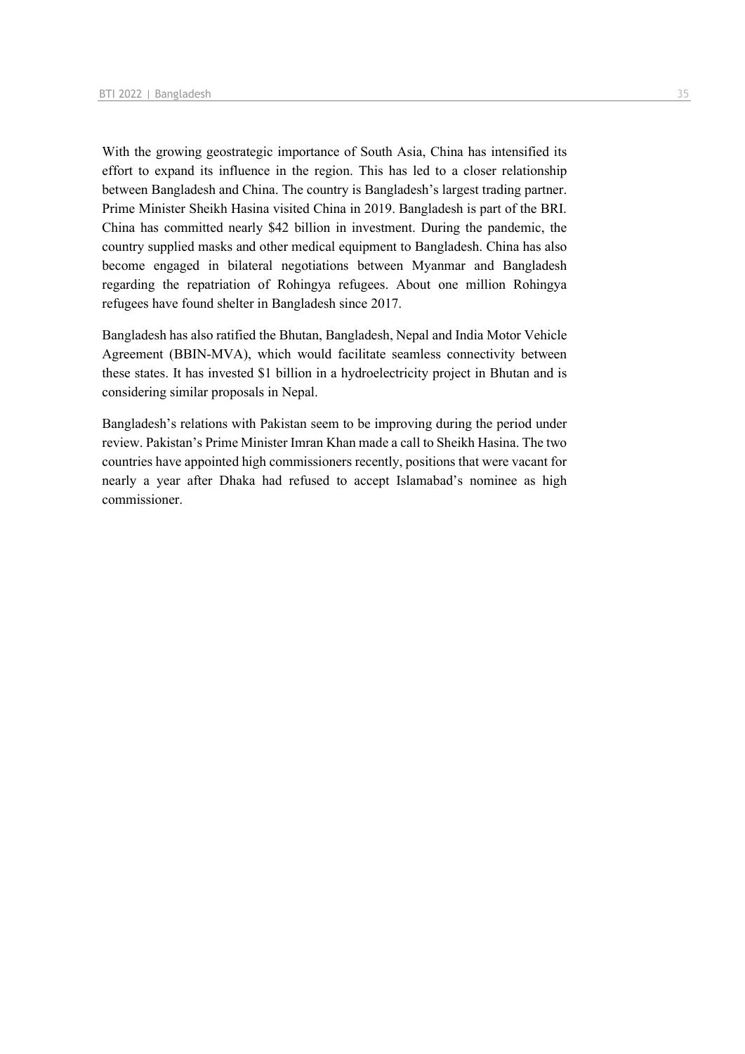With the growing geostrategic importance of South Asia, China has intensified its effort to expand its influence in the region. This has led to a closer relationship between Bangladesh and China. The country is Bangladesh's largest trading partner. Prime Minister Sheikh Hasina visited China in 2019. Bangladesh is part of the BRI. China has committed nearly $42 billion in investment. During the pandemic, the country supplied masks and other medical equipment to Bangladesh. China has also become engaged in bilateral negotiations between Myanmar and Bangladesh regarding the repatriation of Rohingya refugees. About one million Rohingya refugees have found shelter in Bangladesh since 2017.

Bangladesh has also ratified the Bhutan, Bangladesh, Nepal and India Motor Vehicle Agreement (BBIN-MVA), which would facilitate seamless connectivity between these states. It has invested $1 billion in a hydroelectricity project in Bhutan and is considering similar proposals in Nepal.

Bangladesh's relations with Pakistan seem to be improving during the period under review. Pakistan's Prime Minister Imran Khan made a call to Sheikh Hasina. The two countries have appointed high commissioners recently, positions that were vacant for nearly a year after Dhaka had refused to accept Islamabad's nominee as high commissioner.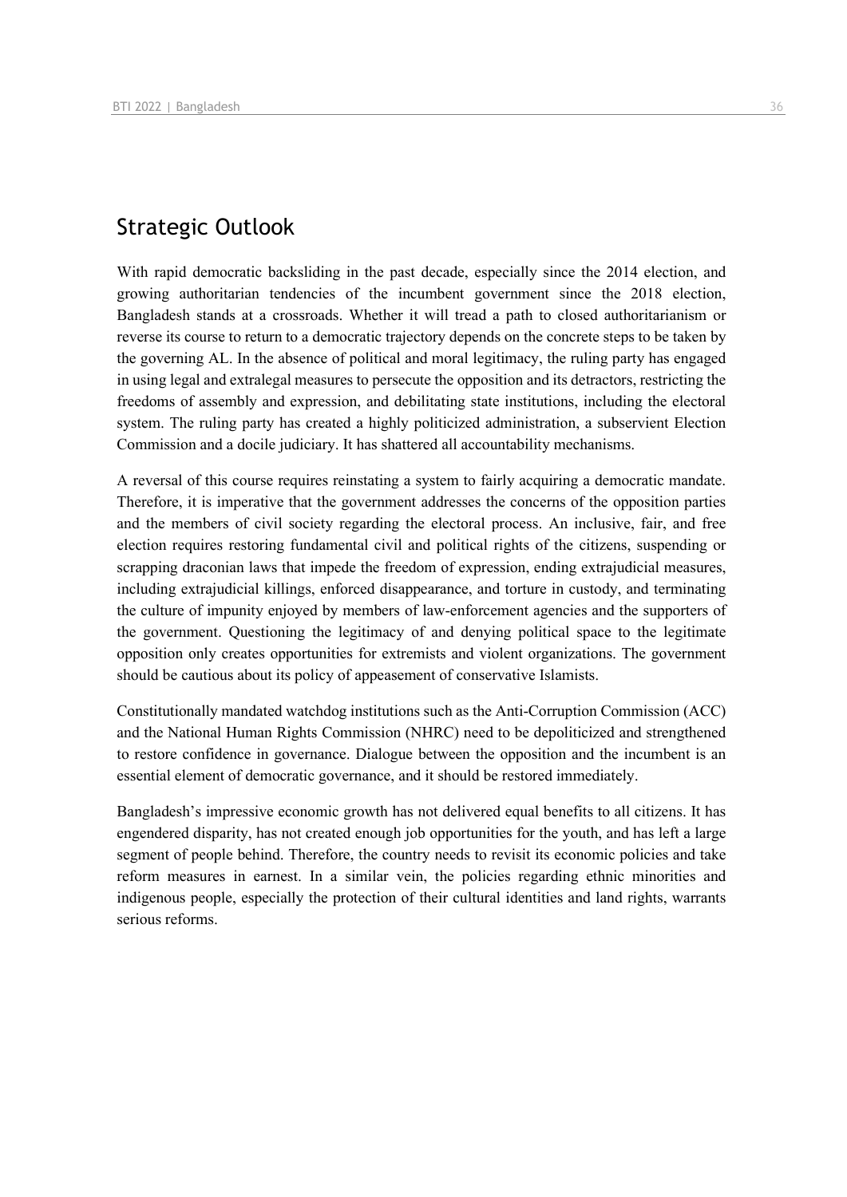## Strategic Outlook

With rapid democratic backsliding in the past decade, especially since the 2014 election, and growing authoritarian tendencies of the incumbent government since the 2018 election, Bangladesh stands at a crossroads. Whether it will tread a path to closed authoritarianism or reverse its course to return to a democratic trajectory depends on the concrete steps to be taken by the governing AL. In the absence of political and moral legitimacy, the ruling party has engaged in using legal and extralegal measures to persecute the opposition and its detractors, restricting the freedoms of assembly and expression, and debilitating state institutions, including the electoral system. The ruling party has created a highly politicized administration, a subservient Election Commission and a docile judiciary. It has shattered all accountability mechanisms.

A reversal of this course requires reinstating a system to fairly acquiring a democratic mandate. Therefore, it is imperative that the government addresses the concerns of the opposition parties and the members of civil society regarding the electoral process. An inclusive, fair, and free election requires restoring fundamental civil and political rights of the citizens, suspending or scrapping draconian laws that impede the freedom of expression, ending extrajudicial measures, including extrajudicial killings, enforced disappearance, and torture in custody, and terminating the culture of impunity enjoyed by members of law-enforcement agencies and the supporters of the government. Questioning the legitimacy of and denying political space to the legitimate opposition only creates opportunities for extremists and violent organizations. The government should be cautious about its policy of appeasement of conservative Islamists.

Constitutionally mandated watchdog institutions such as the Anti-Corruption Commission (ACC) and the National Human Rights Commission (NHRC) need to be depoliticized and strengthened to restore confidence in governance. Dialogue between the opposition and the incumbent is an essential element of democratic governance, and it should be restored immediately.

Bangladesh's impressive economic growth has not delivered equal benefits to all citizens. It has engendered disparity, has not created enough job opportunities for the youth, and has left a large segment of people behind. Therefore, the country needs to revisit its economic policies and take reform measures in earnest. In a similar vein, the policies regarding ethnic minorities and indigenous people, especially the protection of their cultural identities and land rights, warrants serious reforms.